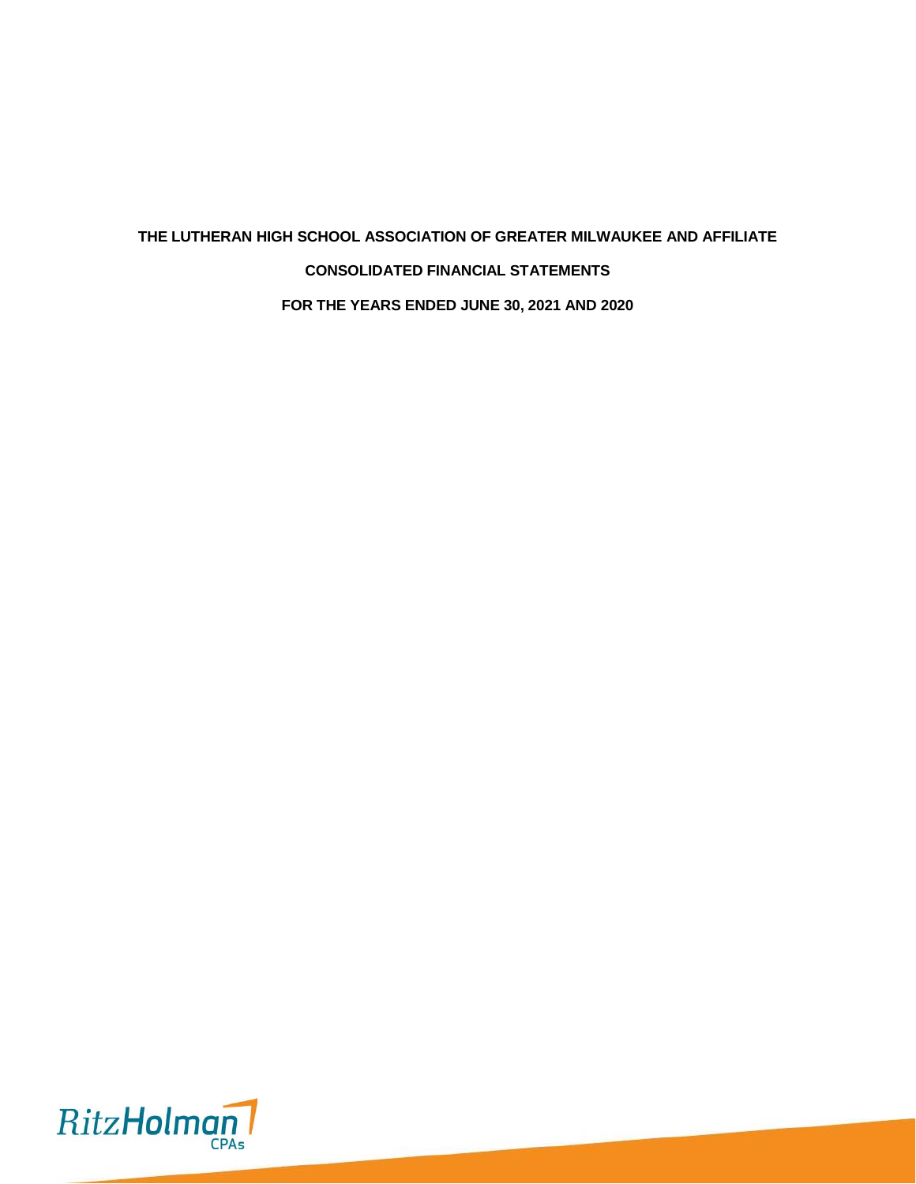# THE LUTHERAN HIGH SCHOOL ASSOCIATION OF GREATER MILWAUKEE AND AFFILIATE

## CONSOLIDATED FINANCIAL STATEMENTS

## FOR THE YEARS ENDED JUNE 30, 2021 AND 2020

RitzHolman CPAs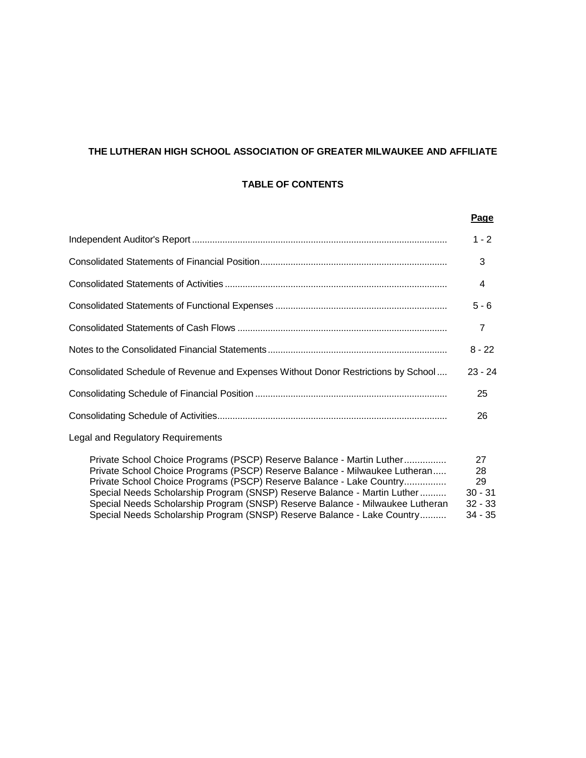# THE LUTHERAN HIGH SCHOOL ASSOCIATION OF GREATER MILWAUKEE AND AFFILIATE

## TABLE OF CONTENTS

| | Page |
|---|---|
| Independent Auditor's Report | 1 - 2 |
| Consolidated Statements of Financial Position | 3 |
| Consolidated Statements of Activities | 4 |
| Consolidated Statements of Functional Expenses | 5 - 6 |
| Consolidated Statements of Cash Flows | 7 |
| Notes to the Consolidated Financial Statements | 8 - 22 |
| Consolidated Schedule of Revenue and Expenses Without Donor Restrictions by School | 23 - 24 |
| Consolidating Schedule of Financial Position | 25 |
| Consolidating Schedule of Activities | 26 |
| Legal and Regulatory Requirements | |
| Private School Choice Programs (PSCP) Reserve Balance - Martin Luther | 27 |
| Private School Choice Programs (PSCP) Reserve Balance - Milwaukee Lutheran | 28 |
| Private School Choice Programs (PSCP) Reserve Balance - Lake Country | 29 |
| Special Needs Scholarship Program (SNSP) Reserve Balance - Martin Luther | 30 - 31 |
| Special Needs Scholarship Program (SNSP) Reserve Balance - Milwaukee Lutheran | 32 - 33 |
| Special Needs Scholarship Program (SNSP) Reserve Balance - Lake Country | 34 - 35 |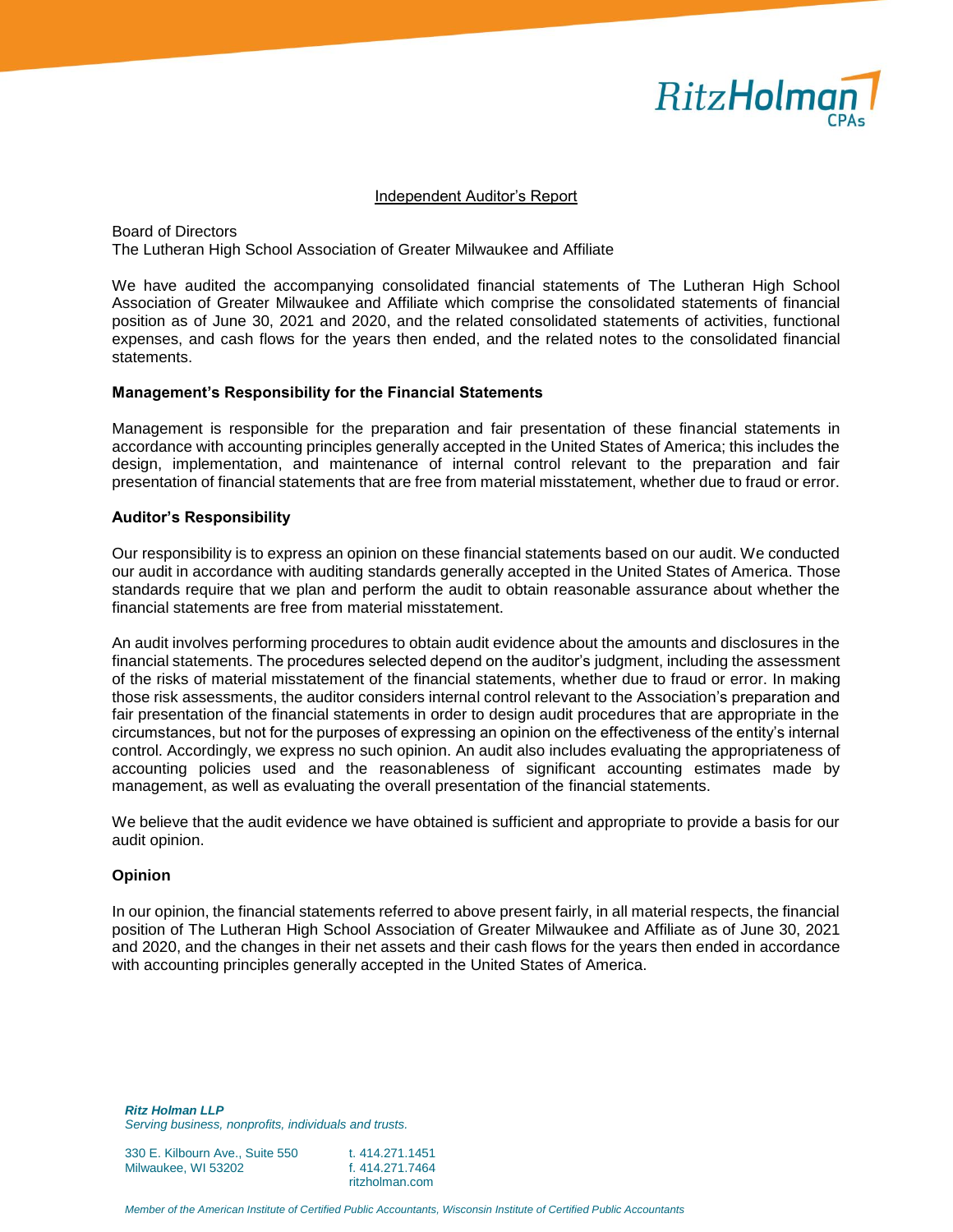Independent Auditor's Report

Board of Directors
The Lutheran High School Association of Greater Milwaukee and Affiliate

We have audited the accompanying consolidated financial statements of The Lutheran High School Association of Greater Milwaukee and Affiliate which comprise the consolidated statements of financial position as of June 30, 2021 and 2020, and the related consolidated statements of activities, functional expenses, and cash flows for the years then ended, and the related notes to the consolidated financial statements.

**Management's Responsibility for the Financial Statements**

Management is responsible for the preparation and fair presentation of these financial statements in accordance with accounting principles generally accepted in the United States of America; this includes the design, implementation, and maintenance of internal control relevant to the preparation and fair presentation of financial statements that are free from material misstatement, whether due to fraud or error.

**Auditor's Responsibility**

Our responsibility is to express an opinion on these financial statements based on our audit. We conducted our audit in accordance with auditing standards generally accepted in the United States of America. Those standards require that we plan and perform the audit to obtain reasonable assurance about whether the financial statements are free from material misstatement.

An audit involves performing procedures to obtain audit evidence about the amounts and disclosures in the financial statements. The procedures selected depend on the auditor's judgment, including the assessment of the risks of material misstatement of the financial statements, whether due to fraud or error. In making those risk assessments, the auditor considers internal control relevant to the Association's preparation and fair presentation of the financial statements in order to design audit procedures that are appropriate in the circumstances, but not for the purposes of expressing an opinion on the effectiveness of the entity's internal control. Accordingly, we express no such opinion. An audit also includes evaluating the appropriateness of accounting policies used and the reasonableness of significant accounting estimates made by management, as well as evaluating the overall presentation of the financial statements.

We believe that the audit evidence we have obtained is sufficient and appropriate to provide a basis for our audit opinion.

**Opinion**

In our opinion, the financial statements referred to above present fairly, in all material respects, the financial position of The Lutheran High School Association of Greater Milwaukee and Affiliate as of June 30, 2021 and 2020, and the changes in their net assets and their cash flows for the years then ended in accordance with accounting principles generally accepted in the United States of America.

***Ritz Holman LLP***
*Serving business, nonprofits, individuals and trusts.*

330 E. Kilbourn Ave., Suite 550
Milwaukee, WI 53202

t. 414.271.1451
f. 414.271.7464
ritzholman.com

*Member of the American Institute of Certified Public Accountants, Wisconsin Institute of Certified Public Accountants*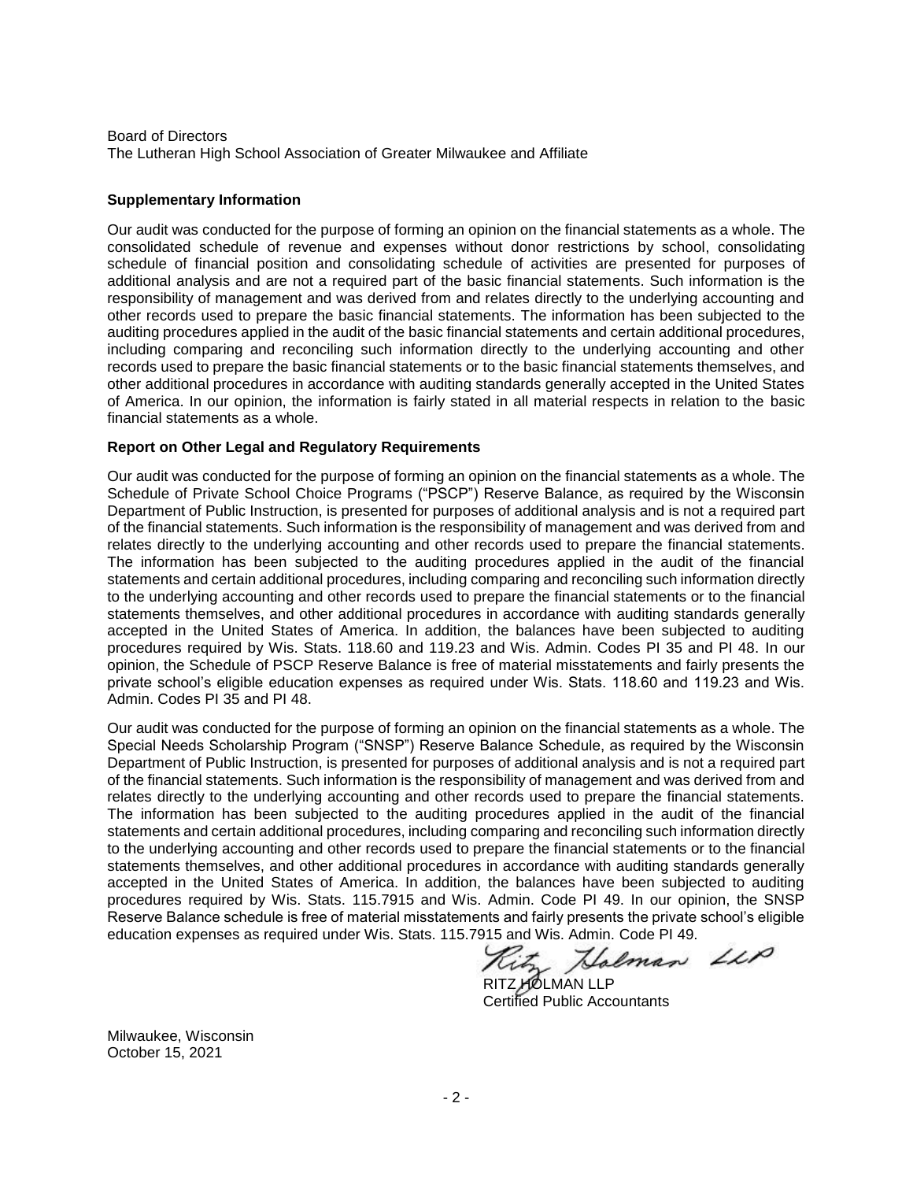Board of Directors
The Lutheran High School Association of Greater Milwaukee and Affiliate

**Supplementary Information**

Our audit was conducted for the purpose of forming an opinion on the financial statements as a whole. The consolidated schedule of revenue and expenses without donor restrictions by school, consolidating schedule of financial position and consolidating schedule of activities are presented for purposes of additional analysis and are not a required part of the basic financial statements. Such information is the responsibility of management and was derived from and relates directly to the underlying accounting and other records used to prepare the basic financial statements. The information has been subjected to the auditing procedures applied in the audit of the basic financial statements and certain additional procedures, including comparing and reconciling such information directly to the underlying accounting and other records used to prepare the basic financial statements or to the basic financial statements themselves, and other additional procedures in accordance with auditing standards generally accepted in the United States of America. In our opinion, the information is fairly stated in all material respects in relation to the basic financial statements as a whole.

**Report on Other Legal and Regulatory Requirements**

Our audit was conducted for the purpose of forming an opinion on the financial statements as a whole. The Schedule of Private School Choice Programs ("PSCP") Reserve Balance, as required by the Wisconsin Department of Public Instruction, is presented for purposes of additional analysis and is not a required part of the financial statements. Such information is the responsibility of management and was derived from and relates directly to the underlying accounting and other records used to prepare the financial statements. The information has been subjected to the auditing procedures applied in the audit of the financial statements and certain additional procedures, including comparing and reconciling such information directly to the underlying accounting and other records used to prepare the financial statements or to the financial statements themselves, and other additional procedures in accordance with auditing standards generally accepted in the United States of America. In addition, the balances have been subjected to auditing procedures required by Wis. Stats. 118.60 and 119.23 and Wis. Admin. Codes PI 35 and PI 48. In our opinion, the Schedule of PSCP Reserve Balance is free of material misstatements and fairly presents the private school's eligible education expenses as required under Wis. Stats. 118.60 and 119.23 and Wis. Admin. Codes PI 35 and PI 48.

Our audit was conducted for the purpose of forming an opinion on the financial statements as a whole. The Special Needs Scholarship Program ("SNSP") Reserve Balance Schedule, as required by the Wisconsin Department of Public Instruction, is presented for purposes of additional analysis and is not a required part of the financial statements. Such information is the responsibility of management and was derived from and relates directly to the underlying accounting and other records used to prepare the financial statements. The information has been subjected to the auditing procedures applied in the audit of the financial statements and certain additional procedures, including comparing and reconciling such information directly to the underlying accounting and other records used to prepare the financial statements or to the financial statements themselves, and other additional procedures in accordance with auditing standards generally accepted in the United States of America. In addition, the balances have been subjected to auditing procedures required by Wis. Stats. 115.7915 and Wis. Admin. Code PI 49. In our opinion, the SNSP Reserve Balance schedule is free of material misstatements and fairly presents the private school's eligible education expenses as required under Wis. Stats. 115.7915 and Wis. Admin. Code PI 49.

Ritz Holman LLP

RITZ HOLMAN LLP
Certified Public Accountants

Milwaukee, Wisconsin
October 15, 2021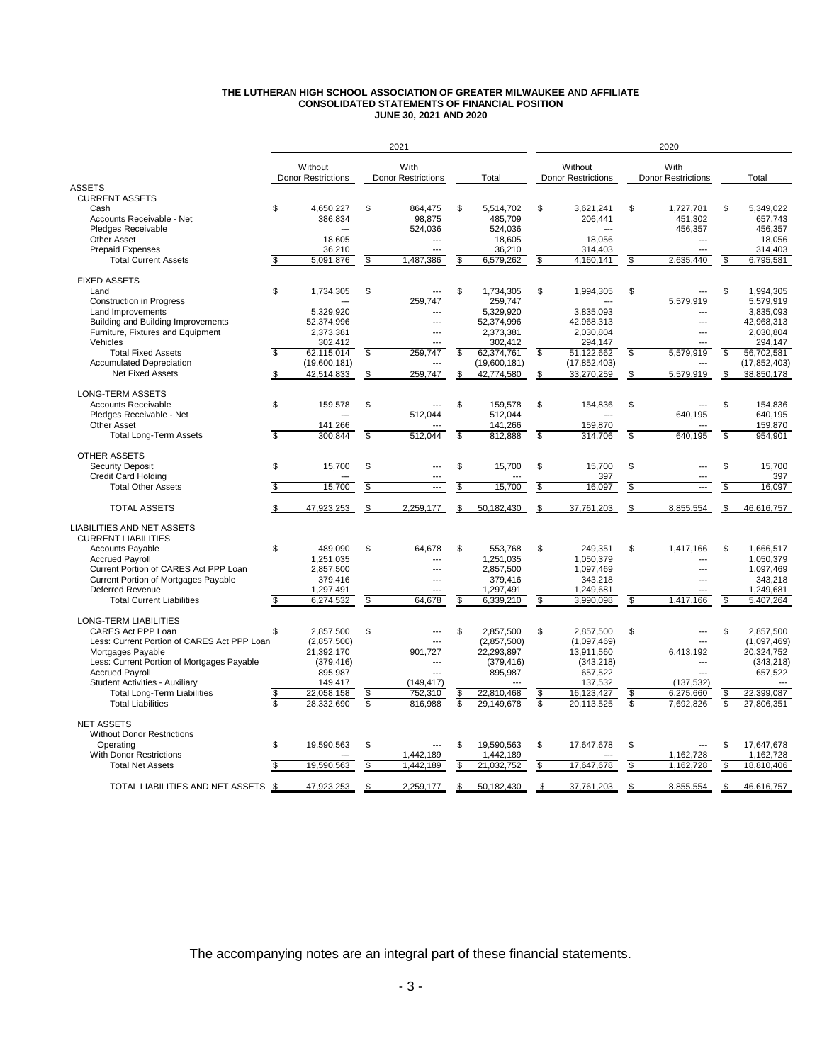# THE LUTHERAN HIGH SCHOOL ASSOCIATION OF GREATER MILWAUKEE AND AFFILIATE
## CONSOLIDATED STATEMENTS OF FINANCIAL POSITION
### JUNE 30, 2021 AND 2020

| | 2021 | | | 2020 | | |
|---|---|---|---|---|---|---|
| | Without Donor Restrictions | With Donor Restrictions | Total | Without Donor Restrictions | With Donor Restrictions | Total |
| **ASSETS** | | | | | | |
| CURRENT ASSETS | | | | | | |
| Cash | $ 4,650,227 | $ 864,475 | $ 5,514,702 | $ 3,621,241 | $ 1,727,781 | $ 5,349,022 |
| Accounts Receivable - Net | 386,834 | 98,875 | 485,709 | 206,441 | 451,302 | 657,743 |
| Pledges Receivable | --- | 524,036 | 524,036 | --- | 456,357 | 456,357 |
| Other Asset | 18,605 | --- | 18,605 | 18,056 | --- | 18,056 |
| Prepaid Expenses | 36,210 | --- | 36,210 | 314,403 | --- | 314,403 |
| Total Current Assets | $ 5,091,876 | $ 1,487,386 | $ 6,579,262 | $ 4,160,141 | $ 2,635,440 | $ 6,795,581 |
| FIXED ASSETS | | | | | | |
| Land | $ 1,734,305 | $ --- | $ 1,734,305 | $ 1,994,305 | $ --- | $ 1,994,305 |
| Construction in Progress | --- | 259,747 | 259,747 | --- | 5,579,919 | 5,579,919 |
| Land Improvements | 5,329,920 | --- | 5,329,920 | 3,835,093 | --- | 3,835,093 |
| Building and Building Improvements | 52,374,996 | --- | 52,374,996 | 42,968,313 | --- | 42,968,313 |
| Furniture, Fixtures and Equipment | 2,373,381 | --- | 2,373,381 | 2,030,804 | --- | 2,030,804 |
| Vehicles | 302,412 | --- | 302,412 | 294,147 | --- | 294,147 |
| Total Fixed Assets | $ 62,115,014 | $ 259,747 | $ 62,374,761 | $ 51,122,662 | $ 5,579,919 | $ 56,702,581 |
| Accumulated Depreciation | (19,600,181) | --- | (19,600,181) | (17,852,403) | --- | (17,852,403) |
| Net Fixed Assets | $ 42,514,833 | $ 259,747 | $ 42,774,580 | $ 33,270,259 | $ 5,579,919 | $ 38,850,178 |
| LONG-TERM ASSETS | | | | | | |
| Accounts Receivable | $ 159,578 | $ --- | $ 159,578 | $ 154,836 | $ --- | $ 154,836 |
| Pledges Receivable - Net | --- | 512,044 | 512,044 | --- | 640,195 | 640,195 |
| Other Asset | 141,266 | --- | 141,266 | 159,870 | --- | 159,870 |
| Total Long-Term Assets | $ 300,844 | $ 512,044 | $ 812,888 | $ 314,706 | $ 640,195 | $ 954,901 |
| OTHER ASSETS | | | | | | |
| Security Deposit | $ 15,700 | $ --- | $ 15,700 | $ 15,700 | $ --- | $ 15,700 |
| Credit Card Holding | --- | --- | --- | 397 | --- | 397 |
| Total Other Assets | $ 15,700 | $ --- | $ 15,700 | $ 16,097 | $ --- | $ 16,097 |
| TOTAL ASSETS | $ 47,923,253 | $ 2,259,177 | $ 50,182,430 | $ 37,761,203 | $ 8,855,554 | $ 46,616,757 |
| **LIABILITIES AND NET ASSETS** | | | | | | |
| CURRENT LIABILITIES | | | | | | |
| Accounts Payable | $ 489,090 | $ 64,678 | $ 553,768 | $ 249,351 | $ 1,417,166 | $ 1,666,517 |
| Accrued Payroll | 1,251,035 | --- | 1,251,035 | 1,050,379 | --- | 1,050,379 |
| Current Portion of CARES Act PPP Loan | 2,857,500 | --- | 2,857,500 | 1,097,469 | --- | 1,097,469 |
| Current Portion of Mortgages Payable | 379,416 | --- | 379,416 | 343,218 | --- | 343,218 |
| Deferred Revenue | 1,297,491 | --- | 1,297,491 | 1,249,681 | --- | 1,249,681 |
| Total Current Liabilities | $ 6,274,532 | $ 64,678 | $ 6,339,210 | $ 3,990,098 | $ 1,417,166 | $ 5,407,264 |
| LONG-TERM LIABILITIES | | | | | | |
| CARES Act PPP Loan | $ 2,857,500 | $ --- | $ 2,857,500 | $ 2,857,500 | $ --- | $ 2,857,500 |
| Less: Current Portion of CARES Act PPP Loan | (2,857,500) | --- | (2,857,500) | (1,097,469) | --- | (1,097,469) |
| Mortgages Payable | 21,392,170 | 901,727 | 22,293,897 | 13,911,560 | 6,413,192 | 20,324,752 |
| Less: Current Portion of Mortgages Payable | (379,416) | --- | (379,416) | (343,218) | --- | (343,218) |
| Accrued Payroll | 895,987 | --- | 895,987 | 657,522 | --- | 657,522 |
| Student Activities - Auxiliary | 149,417 | (149,417) | --- | 137,532 | (137,532) | --- |
| Total Long-Term Liabilities | $ 22,058,158 | $ 752,310 | $ 22,810,468 | $ 16,123,427 | $ 6,275,660 | $ 22,399,087 |
| Total Liabilities | $ 28,332,690 | $ 816,988 | $ 29,149,678 | $ 20,113,525 | $ 7,692,826 | $ 27,806,351 |
| NET ASSETS | | | | | | |
| Without Donor Restrictions | | | | | | |
| Operating | $ 19,590,563 | $ --- | $ 19,590,563 | $ 17,647,678 | $ --- | $ 17,647,678 |
| With Donor Restrictions | --- | 1,442,189 | 1,442,189 | --- | 1,162,728 | 1,162,728 |
| Total Net Assets | $ 19,590,563 | $ 1,442,189 | $ 21,032,752 | $ 17,647,678 | $ 1,162,728 | $ 18,810,406 |
| TOTAL LIABILITIES AND NET ASSETS | $ 47,923,253 | $ 2,259,177 | $ 50,182,430 | $ 37,761,203 | $ 8,855,554 | $ 46,616,757 |

The accompanying notes are an integral part of these financial statements.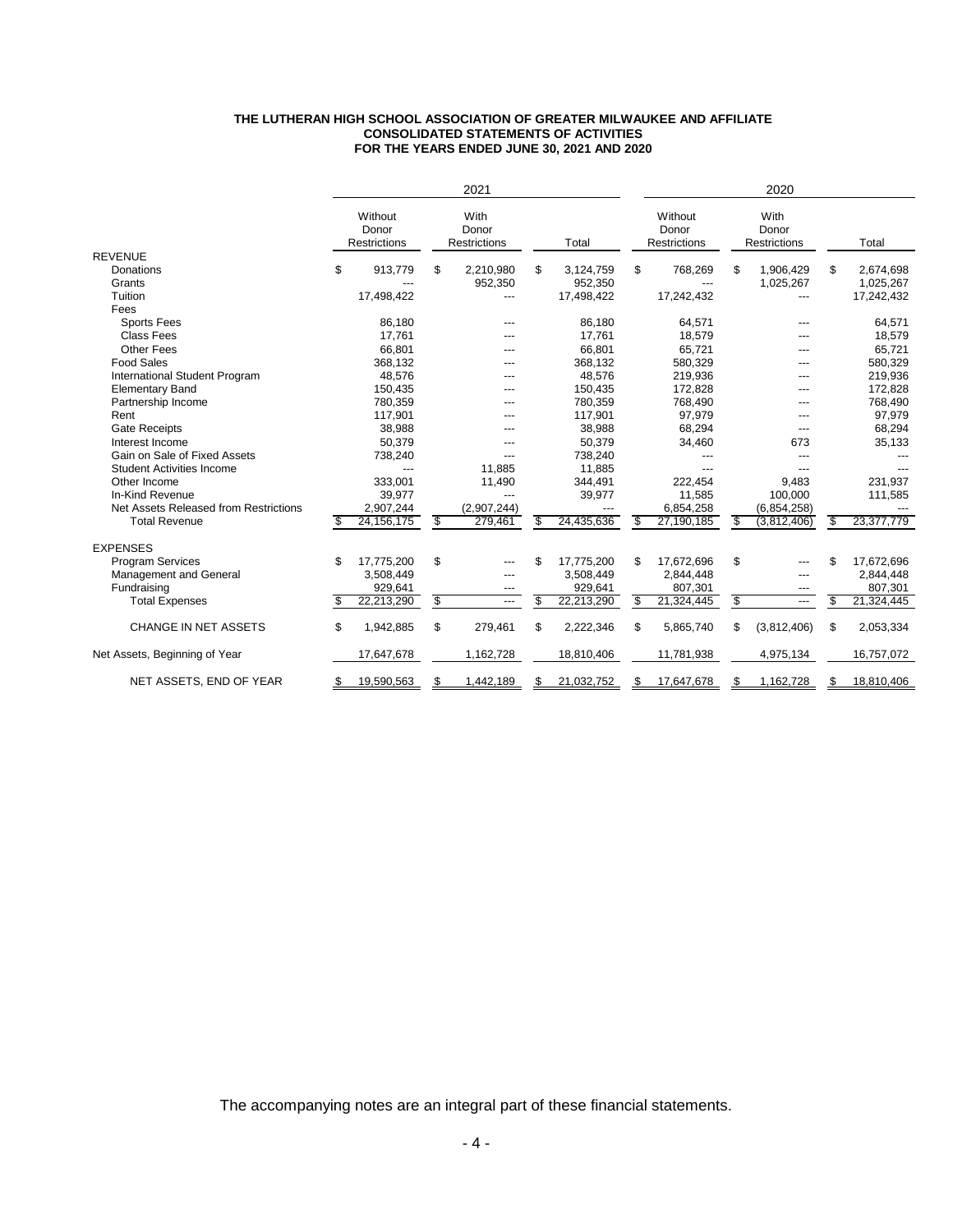**THE LUTHERAN HIGH SCHOOL ASSOCIATION OF GREATER MILWAUKEE AND AFFILIATE**
**CONSOLIDATED STATEMENTS OF ACTIVITIES**
**FOR THE YEARS ENDED JUNE 30, 2021 AND 2020**

| | 2021 | | | 2020 | | |
|---|---|---|---|---|---|---|
| | Without Donor Restrictions | With Donor Restrictions | Total | Without Donor Restrictions | With Donor Restrictions | Total |
| REVENUE | | | | | | |
| Donations | $ 913,779 | $ 2,210,980 | $ 3,124,759 | $ 768,269 | $ 1,906,429 | $ 2,674,698 |
| Grants | --- | 952,350 | 952,350 | --- | 1,025,267 | 1,025,267 |
| Tuition | 17,498,422 | --- | 17,498,422 | 17,242,432 | --- | 17,242,432 |
| Fees | | | | | | |
| Sports Fees | 86,180 | --- | 86,180 | 64,571 | --- | 64,571 |
| Class Fees | 17,761 | --- | 17,761 | 18,579 | --- | 18,579 |
| Other Fees | 66,801 | --- | 66,801 | 65,721 | --- | 65,721 |
| Food Sales | 368,132 | --- | 368,132 | 580,329 | --- | 580,329 |
| International Student Program | 48,576 | --- | 48,576 | 219,936 | --- | 219,936 |
| Elementary Band | 150,435 | --- | 150,435 | 172,828 | --- | 172,828 |
| Partnership Income | 780,359 | --- | 780,359 | 768,490 | --- | 768,490 |
| Rent | 117,901 | --- | 117,901 | 97,979 | --- | 97,979 |
| Gate Receipts | 38,988 | --- | 38,988 | 68,294 | --- | 68,294 |
| Interest Income | 50,379 | --- | 50,379 | 34,460 | 673 | 35,133 |
| Gain on Sale of Fixed Assets | 738,240 | --- | 738,240 | --- | --- | --- |
| Student Activities Income | --- | 11,885 | 11,885 | --- | --- | --- |
| Other Income | 333,001 | 11,490 | 344,491 | 222,454 | 9,483 | 231,937 |
| In-Kind Revenue | 39,977 | --- | 39,977 | 11,585 | 100,000 | 111,585 |
| Net Assets Released from Restrictions | 2,907,244 | (2,907,244) | --- | 6,854,258 | (6,854,258) | --- |
| Total Revenue | $ 24,156,175 | $ 279,461 | $ 24,435,636 | $ 27,190,185 | $ (3,812,406) | $ 23,377,779 |
| EXPENSES | | | | | | |
| Program Services | $ 17,775,200 | $ --- | $ 17,775,200 | $ 17,672,696 | $ --- | $ 17,672,696 |
| Management and General | 3,508,449 | --- | 3,508,449 | 2,844,448 | --- | 2,844,448 |
| Fundraising | 929,641 | --- | 929,641 | 807,301 | --- | 807,301 |
| Total Expenses | $ 22,213,290 | $ --- | $ 22,213,290 | $ 21,324,445 | $ --- | $ 21,324,445 |
| CHANGE IN NET ASSETS | $ 1,942,885 | $ 279,461 | $ 2,222,346 | $ 5,865,740 | $ (3,812,406) | $ 2,053,334 |
| Net Assets, Beginning of Year | 17,647,678 | 1,162,728 | 18,810,406 | 11,781,938 | 4,975,134 | 16,757,072 |
| NET ASSETS, END OF YEAR | $ 19,590,563 | $ 1,442,189 | $ 21,032,752 | $ 17,647,678 | $ 1,162,728 | $ 18,810,406 |

The accompanying notes are an integral part of these financial statements.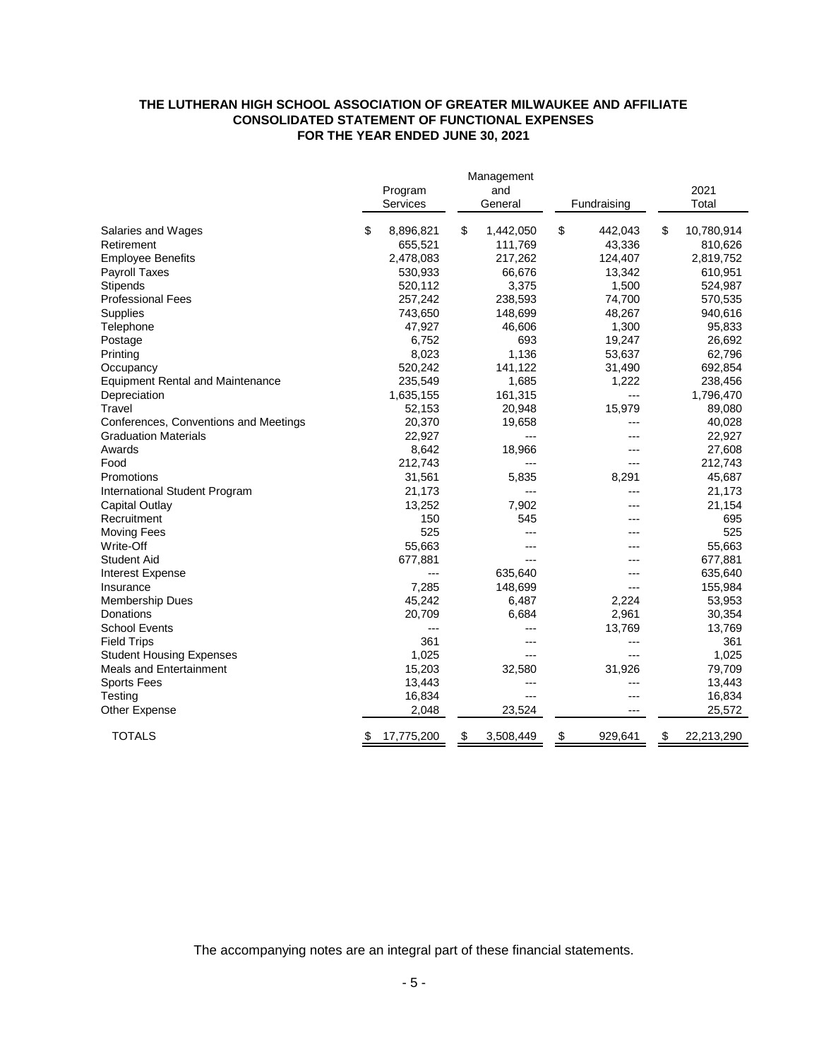**THE LUTHERAN HIGH SCHOOL ASSOCIATION OF GREATER MILWAUKEE AND AFFILIATE**
**CONSOLIDATED STATEMENT OF FUNCTIONAL EXPENSES**
**FOR THE YEAR ENDED JUNE 30, 2021**

| | Program Services | Management and General | Fundraising | 2021 Total |
|---|---|---|---|---|
| Salaries and Wages | $ 8,896,821 | $ 1,442,050 | $ 442,043 | $ 10,780,914 |
| Retirement | 655,521 | 111,769 | 43,336 | 810,626 |
| Employee Benefits | 2,478,083 | 217,262 | 124,407 | 2,819,752 |
| Payroll Taxes | 530,933 | 66,676 | 13,342 | 610,951 |
| Stipends | 520,112 | 3,375 | 1,500 | 524,987 |
| Professional Fees | 257,242 | 238,593 | 74,700 | 570,535 |
| Supplies | 743,650 | 148,699 | 48,267 | 940,616 |
| Telephone | 47,927 | 46,606 | 1,300 | 95,833 |
| Postage | 6,752 | 693 | 19,247 | 26,692 |
| Printing | 8,023 | 1,136 | 53,637 | 62,796 |
| Occupancy | 520,242 | 141,122 | 31,490 | 692,854 |
| Equipment Rental and Maintenance | 235,549 | 1,685 | 1,222 | 238,456 |
| Depreciation | 1,635,155 | 161,315 | --- | 1,796,470 |
| Travel | 52,153 | 20,948 | 15,979 | 89,080 |
| Conferences, Conventions and Meetings | 20,370 | 19,658 | --- | 40,028 |
| Graduation Materials | 22,927 | --- | --- | 22,927 |
| Awards | 8,642 | 18,966 | --- | 27,608 |
| Food | 212,743 | --- | --- | 212,743 |
| Promotions | 31,561 | 5,835 | 8,291 | 45,687 |
| International Student Program | 21,173 | --- | --- | 21,173 |
| Capital Outlay | 13,252 | 7,902 | --- | 21,154 |
| Recruitment | 150 | 545 | --- | 695 |
| Moving Fees | 525 | --- | --- | 525 |
| Write-Off | 55,663 | --- | --- | 55,663 |
| Student Aid | 677,881 | --- | --- | 677,881 |
| Interest Expense | --- | 635,640 | --- | 635,640 |
| Insurance | 7,285 | 148,699 | --- | 155,984 |
| Membership Dues | 45,242 | 6,487 | 2,224 | 53,953 |
| Donations | 20,709 | 6,684 | 2,961 | 30,354 |
| School Events | --- | --- | 13,769 | 13,769 |
| Field Trips | 361 | --- | --- | 361 |
| Student Housing Expenses | 1,025 | --- | --- | 1,025 |
| Meals and Entertainment | 15,203 | 32,580 | 31,926 | 79,709 |
| Sports Fees | 13,443 | --- | --- | 13,443 |
| Testing | 16,834 | --- | --- | 16,834 |
| Other Expense | 2,048 | 23,524 | --- | 25,572 |
| TOTALS | $ 17,775,200 | $ 3,508,449 | $ 929,641 | $ 22,213,290 |

The accompanying notes are an integral part of these financial statements.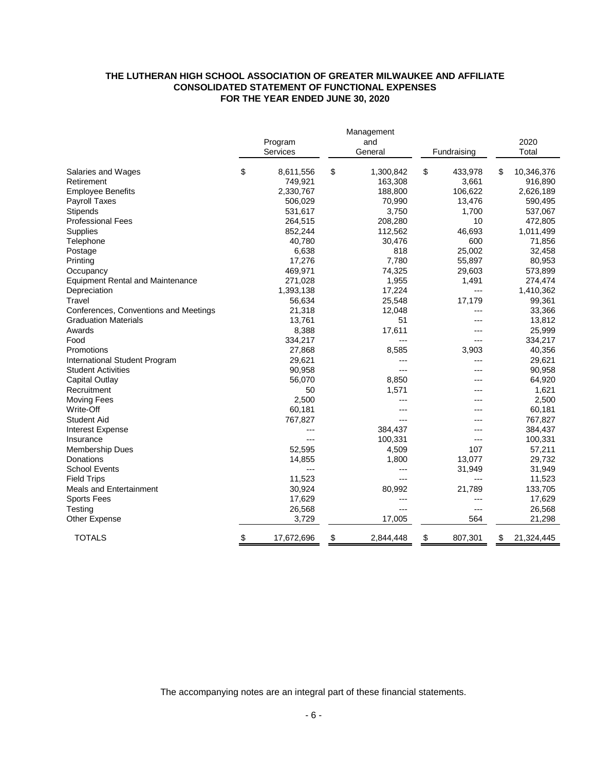**THE LUTHERAN HIGH SCHOOL ASSOCIATION OF GREATER MILWAUKEE AND AFFILIATE**
**CONSOLIDATED STATEMENT OF FUNCTIONAL EXPENSES**
**FOR THE YEAR ENDED JUNE 30, 2020**

| | Program Services | Management and General | Fundraising | 2020 Total |
|---|---|---|---|---|
| Salaries and Wages | $ 8,611,556 | $ 1,300,842 | $ 433,978 | $ 10,346,376 |
| Retirement | 749,921 | 163,308 | 3,661 | 916,890 |
| Employee Benefits | 2,330,767 | 188,800 | 106,622 | 2,626,189 |
| Payroll Taxes | 506,029 | 70,990 | 13,476 | 590,495 |
| Stipends | 531,617 | 3,750 | 1,700 | 537,067 |
| Professional Fees | 264,515 | 208,280 | 10 | 472,805 |
| Supplies | 852,244 | 112,562 | 46,693 | 1,011,499 |
| Telephone | 40,780 | 30,476 | 600 | 71,856 |
| Postage | 6,638 | 818 | 25,002 | 32,458 |
| Printing | 17,276 | 7,780 | 55,897 | 80,953 |
| Occupancy | 469,971 | 74,325 | 29,603 | 573,899 |
| Equipment Rental and Maintenance | 271,028 | 1,955 | 1,491 | 274,474 |
| Depreciation | 1,393,138 | 17,224 | --- | 1,410,362 |
| Travel | 56,634 | 25,548 | 17,179 | 99,361 |
| Conferences, Conventions and Meetings | 21,318 | 12,048 | --- | 33,366 |
| Graduation Materials | 13,761 | 51 | --- | 13,812 |
| Awards | 8,388 | 17,611 | --- | 25,999 |
| Food | 334,217 | --- | --- | 334,217 |
| Promotions | 27,868 | 8,585 | 3,903 | 40,356 |
| International Student Program | 29,621 | --- | --- | 29,621 |
| Student Activities | 90,958 | --- | --- | 90,958 |
| Capital Outlay | 56,070 | 8,850 | --- | 64,920 |
| Recruitment | 50 | 1,571 | --- | 1,621 |
| Moving Fees | 2,500 | --- | --- | 2,500 |
| Write-Off | 60,181 | --- | --- | 60,181 |
| Student Aid | 767,827 | --- | --- | 767,827 |
| Interest Expense | --- | 384,437 | --- | 384,437 |
| Insurance | --- | 100,331 | --- | 100,331 |
| Membership Dues | 52,595 | 4,509 | 107 | 57,211 |
| Donations | 14,855 | 1,800 | 13,077 | 29,732 |
| School Events | --- | --- | 31,949 | 31,949 |
| Field Trips | 11,523 | --- | --- | 11,523 |
| Meals and Entertainment | 30,924 | 80,992 | 21,789 | 133,705 |
| Sports Fees | 17,629 | --- | --- | 17,629 |
| Testing | 26,568 | --- | --- | 26,568 |
| Other Expense | 3,729 | 17,005 | 564 | 21,298 |
| TOTALS | $ 17,672,696 | $ 2,844,448 | $ 807,301 | $ 21,324,445 |

The accompanying notes are an integral part of these financial statements.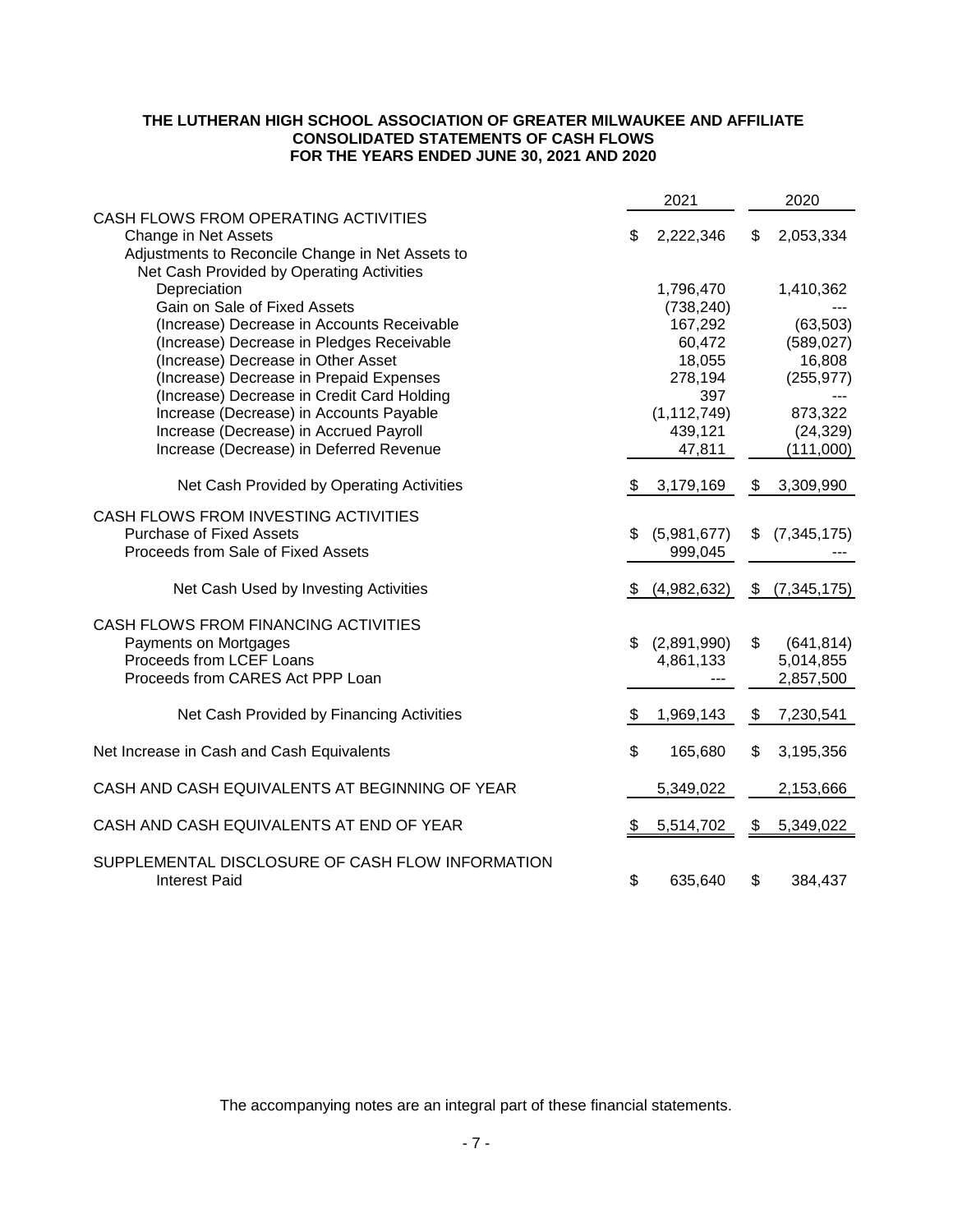**THE LUTHERAN HIGH SCHOOL ASSOCIATION OF GREATER MILWAUKEE AND AFFILIATE**
**CONSOLIDATED STATEMENTS OF CASH FLOWS**
**FOR THE YEARS ENDED JUNE 30, 2021 AND 2020**

| | 2021 | 2020 |
|---|---|---|
| CASH FLOWS FROM OPERATING ACTIVITIES | | |
| Change in Net Assets | $ 2,222,346 | $ 2,053,334 |
| Adjustments to Reconcile Change in Net Assets to Net Cash Provided by Operating Activities | | |
| Depreciation | 1,796,470 | 1,410,362 |
| Gain on Sale of Fixed Assets | (738,240) | --- |
| (Increase) Decrease in Accounts Receivable | 167,292 | (63,503) |
| (Increase) Decrease in Pledges Receivable | 60,472 | (589,027) |
| (Increase) Decrease in Other Asset | 18,055 | 16,808 |
| (Increase) Decrease in Prepaid Expenses | 278,194 | (255,977) |
| (Increase) Decrease in Credit Card Holding | 397 | --- |
| Increase (Decrease) in Accounts Payable | (1,112,749) | 873,322 |
| Increase (Decrease) in Accrued Payroll | 439,121 | (24,329) |
| Increase (Decrease) in Deferred Revenue | 47,811 | (111,000) |
| Net Cash Provided by Operating Activities | $ 3,179,169 | $ 3,309,990 |
| CASH FLOWS FROM INVESTING ACTIVITIES | | |
| Purchase of Fixed Assets | $ (5,981,677) | $ (7,345,175) |
| Proceeds from Sale of Fixed Assets | 999,045 | --- |
| Net Cash Used by Investing Activities | $ (4,982,632) | $ (7,345,175) |
| CASH FLOWS FROM FINANCING ACTIVITIES | | |
| Payments on Mortgages | $ (2,891,990) | $ (641,814) |
| Proceeds from LCEF Loans | 4,861,133 | 5,014,855 |
| Proceeds from CARES Act PPP Loan | --- | 2,857,500 |
| Net Cash Provided by Financing Activities | $ 1,969,143 | $ 7,230,541 |
| Net Increase in Cash and Cash Equivalents | $ 165,680 | $ 3,195,356 |
| CASH AND CASH EQUIVALENTS AT BEGINNING OF YEAR | 5,349,022 | 2,153,666 |
| CASH AND CASH EQUIVALENTS AT END OF YEAR | $ 5,514,702 | $ 5,349,022 |
| SUPPLEMENTAL DISCLOSURE OF CASH FLOW INFORMATION | | |
| Interest Paid | $ 635,640 | $ 384,437 |

The accompanying notes are an integral part of these financial statements.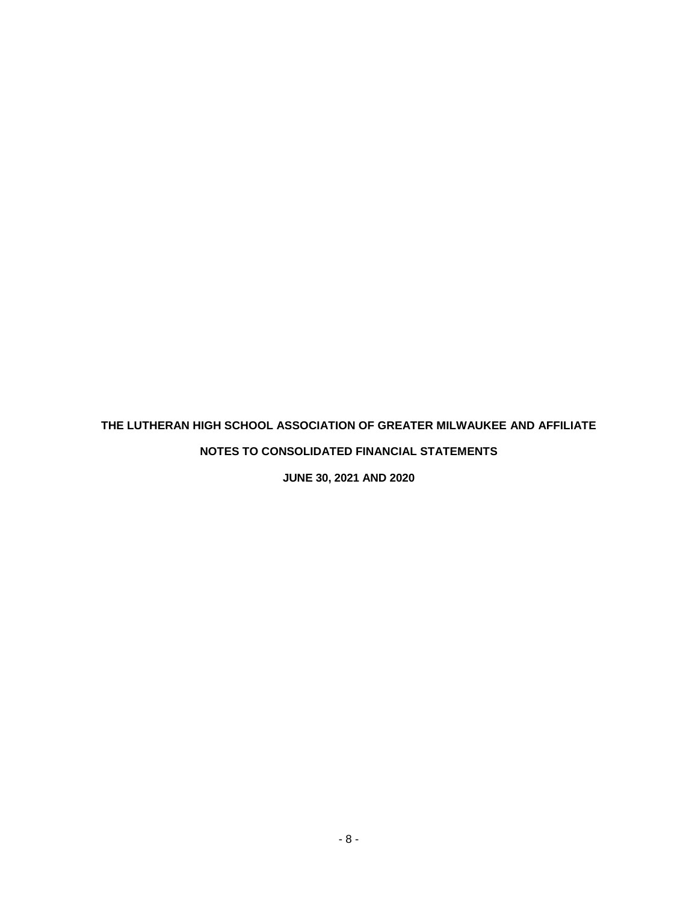# THE LUTHERAN HIGH SCHOOL ASSOCIATION OF GREATER MILWAUKEE AND AFFILIATE

## NOTES TO CONSOLIDATED FINANCIAL STATEMENTS

### JUNE 30, 2021 AND 2020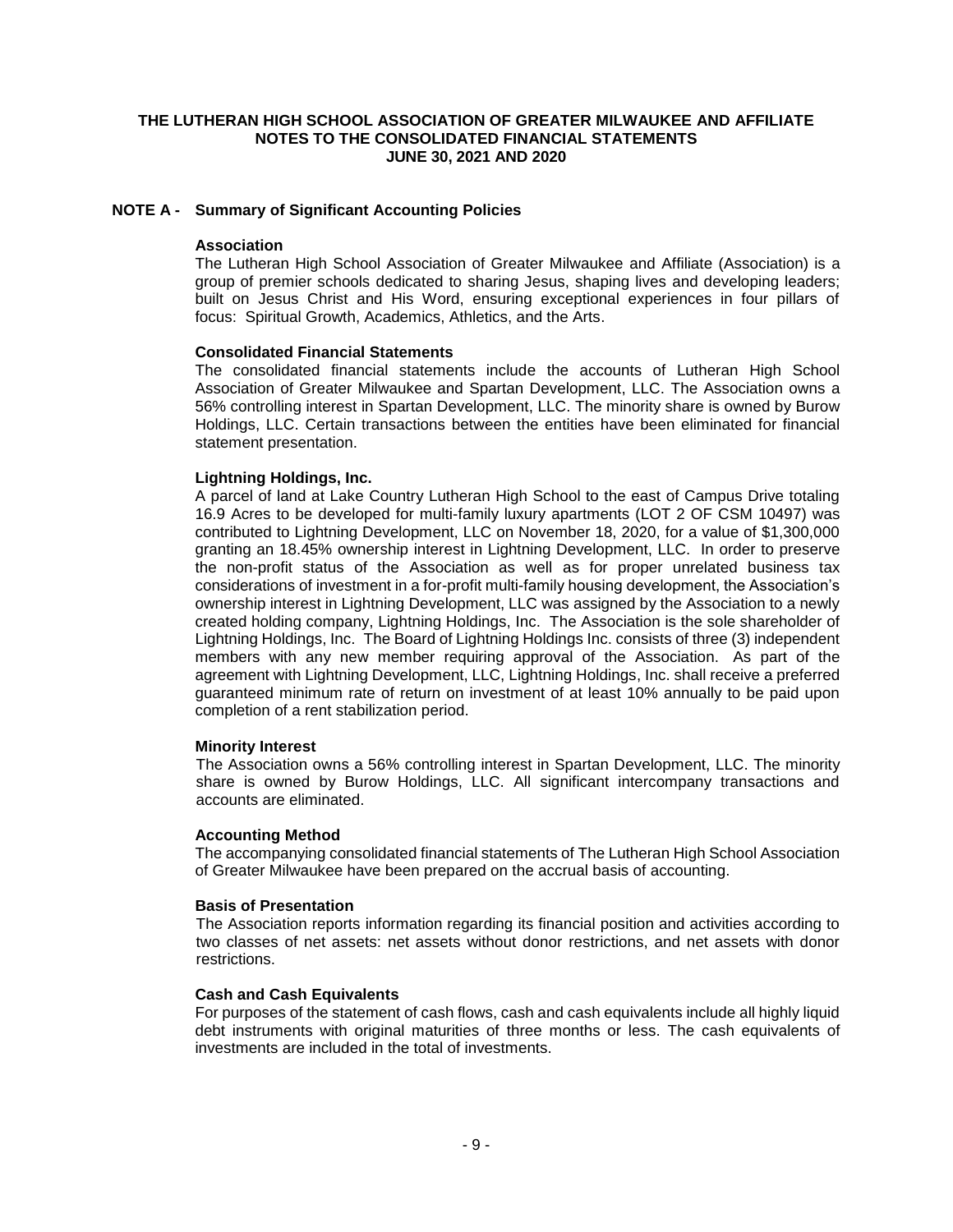**THE LUTHERAN HIGH SCHOOL ASSOCIATION OF GREATER MILWAUKEE AND AFFILIATE**
**NOTES TO THE CONSOLIDATED FINANCIAL STATEMENTS**
**JUNE 30, 2021 AND 2020**

## NOTE A - Summary of Significant Accounting Policies

### Association

The Lutheran High School Association of Greater Milwaukee and Affiliate (Association) is a group of premier schools dedicated to sharing Jesus, shaping lives and developing leaders; built on Jesus Christ and His Word, ensuring exceptional experiences in four pillars of focus: Spiritual Growth, Academics, Athletics, and the Arts.

### Consolidated Financial Statements

The consolidated financial statements include the accounts of Lutheran High School Association of Greater Milwaukee and Spartan Development, LLC. The Association owns a 56% controlling interest in Spartan Development, LLC. The minority share is owned by Burow Holdings, LLC. Certain transactions between the entities have been eliminated for financial statement presentation.

### Lightning Holdings, Inc.

A parcel of land at Lake Country Lutheran High School to the east of Campus Drive totaling 16.9 Acres to be developed for multi-family luxury apartments (LOT 2 OF CSM 10497) was contributed to Lightning Development, LLC on November 18, 2020, for a value of $1,300,000 granting an 18.45% ownership interest in Lightning Development, LLC. In order to preserve the non-profit status of the Association as well as for proper unrelated business tax considerations of investment in a for-profit multi-family housing development, the Association's ownership interest in Lightning Development, LLC was assigned by the Association to a newly created holding company, Lightning Holdings, Inc. The Association is the sole shareholder of Lightning Holdings, Inc. The Board of Lightning Holdings Inc. consists of three (3) independent members with any new member requiring approval of the Association. As part of the agreement with Lightning Development, LLC, Lightning Holdings, Inc. shall receive a preferred guaranteed minimum rate of return on investment of at least 10% annually to be paid upon completion of a rent stabilization period.

### Minority Interest

The Association owns a 56% controlling interest in Spartan Development, LLC. The minority share is owned by Burow Holdings, LLC. All significant intercompany transactions and accounts are eliminated.

### Accounting Method

The accompanying consolidated financial statements of The Lutheran High School Association of Greater Milwaukee have been prepared on the accrual basis of accounting.

### Basis of Presentation

The Association reports information regarding its financial position and activities according to two classes of net assets: net assets without donor restrictions, and net assets with donor restrictions.

### Cash and Cash Equivalents

For purposes of the statement of cash flows, cash and cash equivalents include all highly liquid debt instruments with original maturities of three months or less. The cash equivalents of investments are included in the total of investments.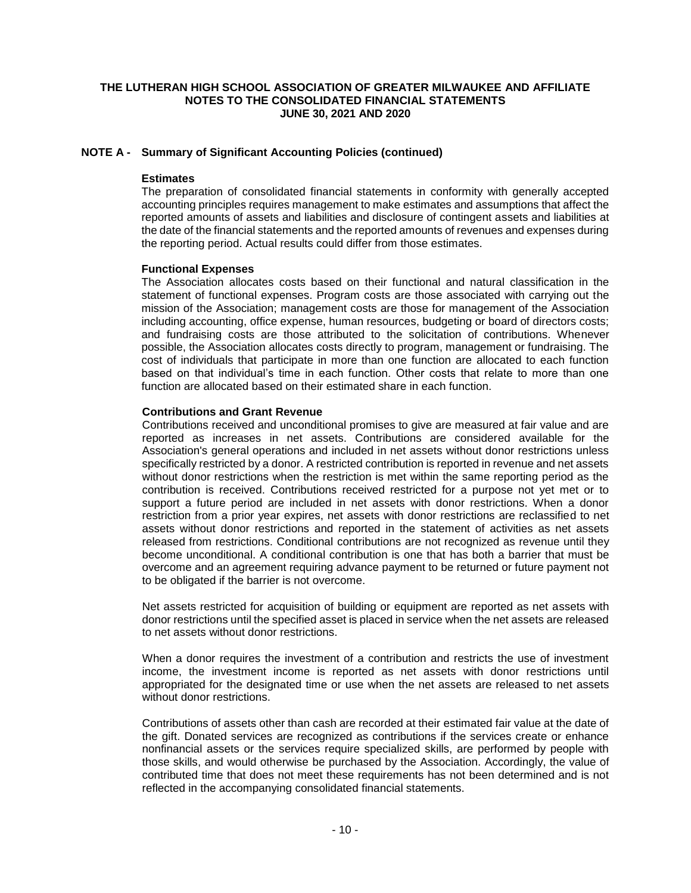# THE LUTHERAN HIGH SCHOOL ASSOCIATION OF GREATER MILWAUKEE AND AFFILIATE
## NOTES TO THE CONSOLIDATED FINANCIAL STATEMENTS
## JUNE 30, 2021 AND 2020

## NOTE A - Summary of Significant Accounting Policies (continued)

### Estimates

The preparation of consolidated financial statements in conformity with generally accepted accounting principles requires management to make estimates and assumptions that affect the reported amounts of assets and liabilities and disclosure of contingent assets and liabilities at the date of the financial statements and the reported amounts of revenues and expenses during the reporting period. Actual results could differ from those estimates.

### Functional Expenses

The Association allocates costs based on their functional and natural classification in the statement of functional expenses. Program costs are those associated with carrying out the mission of the Association; management costs are those for management of the Association including accounting, office expense, human resources, budgeting or board of directors costs; and fundraising costs are those attributed to the solicitation of contributions. Whenever possible, the Association allocates costs directly to program, management or fundraising. The cost of individuals that participate in more than one function are allocated to each function based on that individual's time in each function. Other costs that relate to more than one function are allocated based on their estimated share in each function.

### Contributions and Grant Revenue

Contributions received and unconditional promises to give are measured at fair value and are reported as increases in net assets. Contributions are considered available for the Association's general operations and included in net assets without donor restrictions unless specifically restricted by a donor. A restricted contribution is reported in revenue and net assets without donor restrictions when the restriction is met within the same reporting period as the contribution is received. Contributions received restricted for a purpose not yet met or to support a future period are included in net assets with donor restrictions. When a donor restriction from a prior year expires, net assets with donor restrictions are reclassified to net assets without donor restrictions and reported in the statement of activities as net assets released from restrictions. Conditional contributions are not recognized as revenue until they become unconditional. A conditional contribution is one that has both a barrier that must be overcome and an agreement requiring advance payment to be returned or future payment not to be obligated if the barrier is not overcome.

Net assets restricted for acquisition of building or equipment are reported as net assets with donor restrictions until the specified asset is placed in service when the net assets are released to net assets without donor restrictions.

When a donor requires the investment of a contribution and restricts the use of investment income, the investment income is reported as net assets with donor restrictions until appropriated for the designated time or use when the net assets are released to net assets without donor restrictions.

Contributions of assets other than cash are recorded at their estimated fair value at the date of the gift. Donated services are recognized as contributions if the services create or enhance nonfinancial assets or the services require specialized skills, are performed by people with those skills, and would otherwise be purchased by the Association. Accordingly, the value of contributed time that does not meet these requirements has not been determined and is not reflected in the accompanying consolidated financial statements.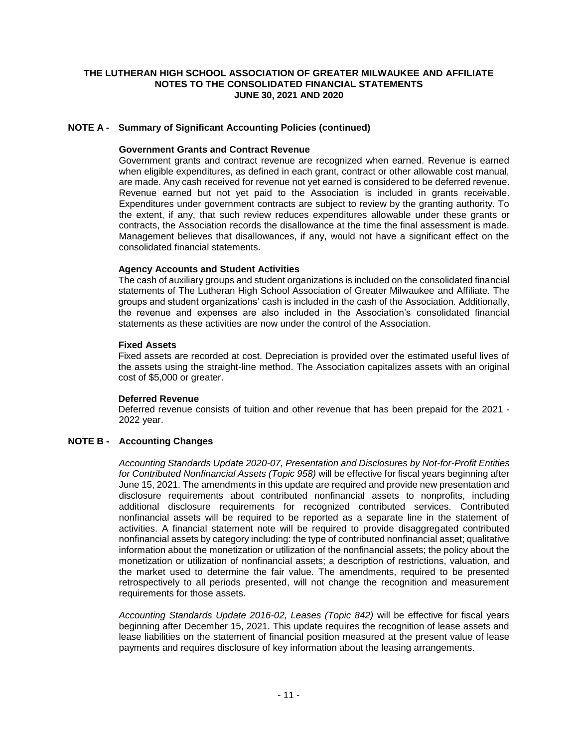## NOTE A - Summary of Significant Accounting Policies (continued)

### Government Grants and Contract Revenue

Government grants and contract revenue are recognized when earned. Revenue is earned when eligible expenditures, as defined in each grant, contract or other allowable cost manual, are made. Any cash received for revenue not yet earned is considered to be deferred revenue. Revenue earned but not yet paid to the Association is included in grants receivable. Expenditures under government contracts are subject to review by the granting authority. To the extent, if any, that such review reduces expenditures allowable under these grants or contracts, the Association records the disallowance at the time the final assessment is made. Management believes that disallowances, if any, would not have a significant effect on the consolidated financial statements.

### Agency Accounts and Student Activities

The cash of auxiliary groups and student organizations is included on the consolidated financial statements of The Lutheran High School Association of Greater Milwaukee and Affiliate. The groups and student organizations' cash is included in the cash of the Association. Additionally, the revenue and expenses are also included in the Association's consolidated financial statements as these activities are now under the control of the Association.

### Fixed Assets

Fixed assets are recorded at cost. Depreciation is provided over the estimated useful lives of the assets using the straight-line method. The Association capitalizes assets with an original cost of $5,000 or greater.

### Deferred Revenue

Deferred revenue consists of tuition and other revenue that has been prepaid for the 2021 - 2022 year.

## NOTE B - Accounting Changes

*Accounting Standards Update 2020-07, Presentation and Disclosures by Not-for-Profit Entities for Contributed Nonfinancial Assets (Topic 958)* will be effective for fiscal years beginning after June 15, 2021. The amendments in this update are required and provide new presentation and disclosure requirements about contributed nonfinancial assets to nonprofits, including additional disclosure requirements for recognized contributed services. Contributed nonfinancial assets will be required to be reported as a separate line in the statement of activities. A financial statement note will be required to provide disaggregated contributed nonfinancial assets by category including: the type of contributed nonfinancial asset; qualitative information about the monetization or utilization of the nonfinancial assets; the policy about the monetization or utilization of nonfinancial assets; a description of restrictions, valuation, and the market used to determine the fair value. The amendments, required to be presented retrospectively to all periods presented, will not change the recognition and measurement requirements for those assets.

*Accounting Standards Update 2016-02, Leases (Topic 842)* will be effective for fiscal years beginning after December 15, 2021. This update requires the recognition of lease assets and lease liabilities on the statement of financial position measured at the present value of lease payments and requires disclosure of key information about the leasing arrangements.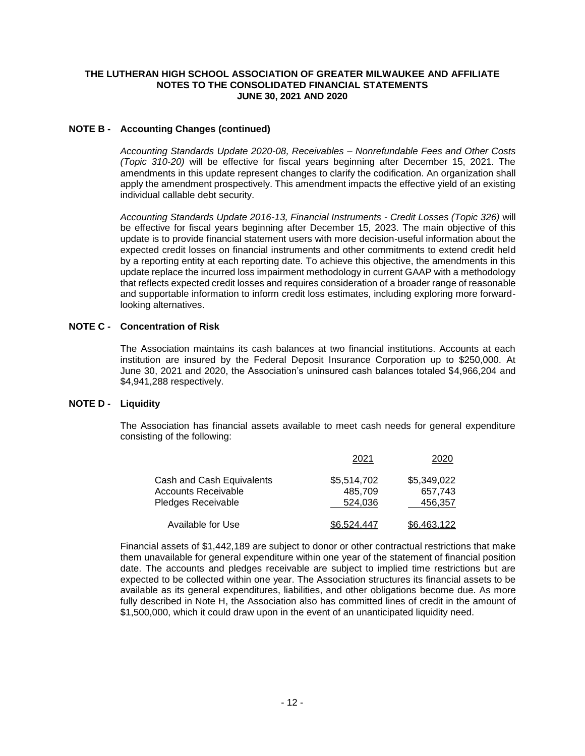### NOTE B - Accounting Changes (continued)

*Accounting Standards Update 2020-08, Receivables – Nonrefundable Fees and Other Costs (Topic 310-20)* will be effective for fiscal years beginning after December 15, 2021. The amendments in this update represent changes to clarify the codification. An organization shall apply the amendment prospectively. This amendment impacts the effective yield of an existing individual callable debt security.

*Accounting Standards Update 2016-13, Financial Instruments - Credit Losses (Topic 326)* will be effective for fiscal years beginning after December 15, 2023. The main objective of this update is to provide financial statement users with more decision-useful information about the expected credit losses on financial instruments and other commitments to extend credit held by a reporting entity at each reporting date. To achieve this objective, the amendments in this update replace the incurred loss impairment methodology in current GAAP with a methodology that reflects expected credit losses and requires consideration of a broader range of reasonable and supportable information to inform credit loss estimates, including exploring more forward-looking alternatives.

### NOTE C - Concentration of Risk

The Association maintains its cash balances at two financial institutions. Accounts at each institution are insured by the Federal Deposit Insurance Corporation up to $250,000. At June 30, 2021 and 2020, the Association's uninsured cash balances totaled $4,966,204 and $4,941,288 respectively.

### NOTE D - Liquidity

The Association has financial assets available to meet cash needs for general expenditure consisting of the following:

| | 2021 | 2020 |
|---|---|---|
| Cash and Cash Equivalents | $5,514,702 | $5,349,022 |
| Accounts Receivable | 485,709 | 657,743 |
| Pledges Receivable | 524,036 | 456,357 |
| Available for Use | $6,524,447 | $6,463,122 |

Financial assets of $1,442,189 are subject to donor or other contractual restrictions that make them unavailable for general expenditure within one year of the statement of financial position date. The accounts and pledges receivable are subject to implied time restrictions but are expected to be collected within one year. The Association structures its financial assets to be available as its general expenditures, liabilities, and other obligations become due. As more fully described in Note H, the Association also has committed lines of credit in the amount of $1,500,000, which it could draw upon in the event of an unanticipated liquidity need.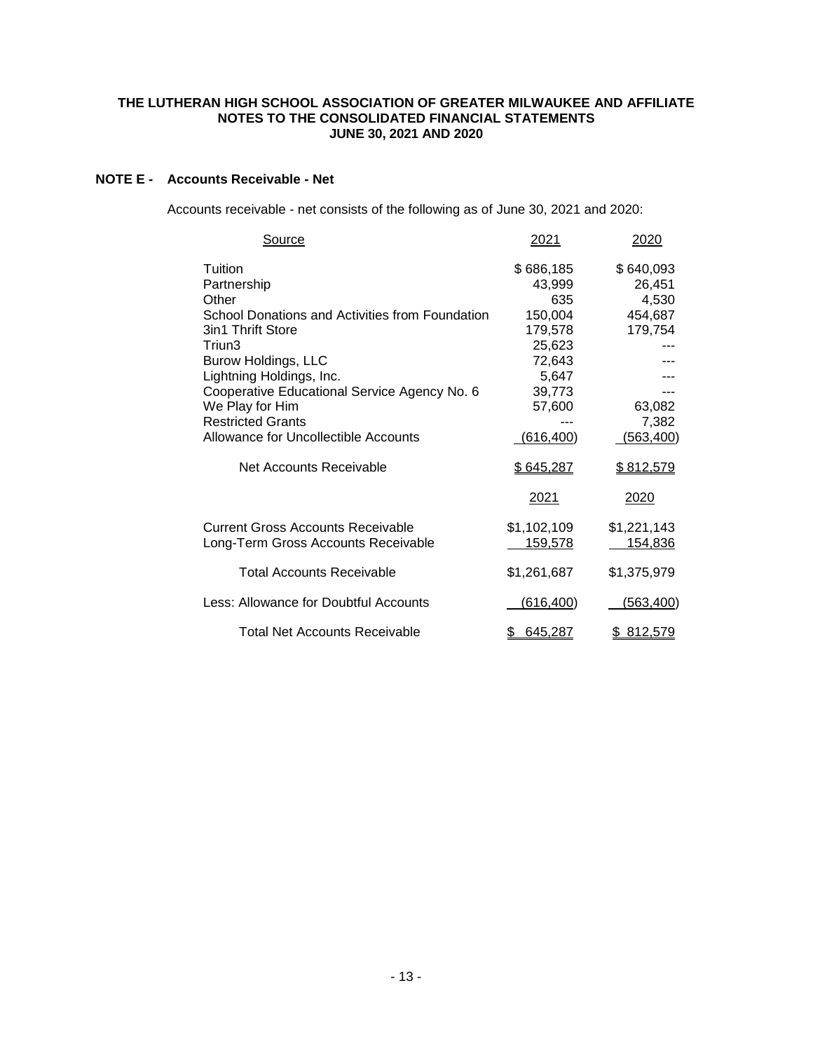**THE LUTHERAN HIGH SCHOOL ASSOCIATION OF GREATER MILWAUKEE AND AFFILIATE**
**NOTES TO THE CONSOLIDATED FINANCIAL STATEMENTS**
**JUNE 30, 2021 AND 2020**

## NOTE E - Accounts Receivable - Net

Accounts receivable - net consists of the following as of June 30, 2021 and 2020:

| Source | 2021 | 2020 |
|---|---|---|
| Tuition | $ 686,185 | $ 640,093 |
| Partnership | 43,999 | 26,451 |
| Other | 635 | 4,530 |
| School Donations and Activities from Foundation | 150,004 | 454,687 |
| 3in1 Thrift Store | 179,578 | 179,754 |
| Triun3 | 25,623 | --- |
| Burow Holdings, LLC | 72,643 | --- |
| Lightning Holdings, Inc. | 5,647 | --- |
| Cooperative Educational Service Agency No. 6 | 39,773 | --- |
| We Play for Him | 57,600 | 63,082 |
| Restricted Grants | --- | 7,382 |
| Allowance for Uncollectible Accounts | (616,400) | (563,400) |
| Net Accounts Receivable | $ 645,287 | $ 812,579 |

| | 2021 | 2020 |
|---|---|---|
| Current Gross Accounts Receivable | $1,102,109 | $1,221,143 |
| Long-Term Gross Accounts Receivable | 159,578 | 154,836 |
| Total Accounts Receivable | $1,261,687 | $1,375,979 |
| Less: Allowance for Doubtful Accounts | (616,400) | (563,400) |
| Total Net Accounts Receivable | $ 645,287 | $ 812,579 |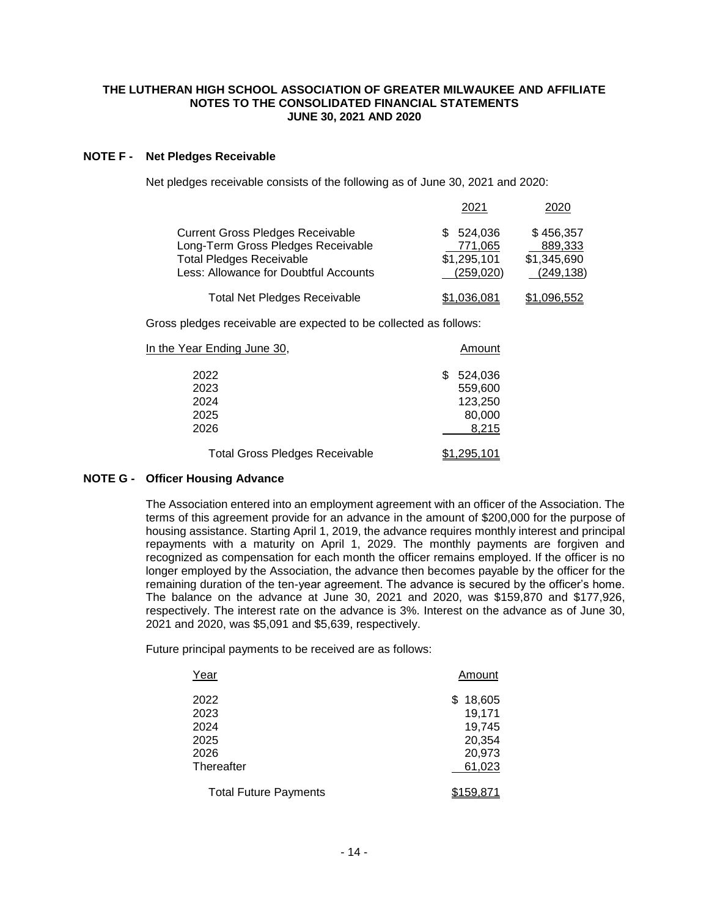**THE LUTHERAN HIGH SCHOOL ASSOCIATION OF GREATER MILWAUKEE AND AFFILIATE**
**NOTES TO THE CONSOLIDATED FINANCIAL STATEMENTS**
**JUNE 30, 2021 AND 2020**

## NOTE F - Net Pledges Receivable

Net pledges receivable consists of the following as of June 30, 2021 and 2020:

| | 2021 | 2020 |
|---|---|---|
| Current Gross Pledges Receivable | $ 524,036 | $ 456,357 |
| Long-Term Gross Pledges Receivable | 771,065 | 889,333 |
| Total Pledges Receivable | $1,295,101 | $1,345,690 |
| Less: Allowance for Doubtful Accounts | (259,020) | (249,138) |
| Total Net Pledges Receivable | $1,036,081 | $1,096,552 |

Gross pledges receivable are expected to be collected as follows:

| In the Year Ending June 30, | Amount |
|---|---|
| 2022 | $ 524,036 |
| 2023 | 559,600 |
| 2024 | 123,250 |
| 2025 | 80,000 |
| 2026 | 8,215 |
| Total Gross Pledges Receivable | $1,295,101 |

## NOTE G - Officer Housing Advance

The Association entered into an employment agreement with an officer of the Association. The terms of this agreement provide for an advance in the amount of $200,000 for the purpose of housing assistance. Starting April 1, 2019, the advance requires monthly interest and principal repayments with a maturity on April 1, 2029. The monthly payments are forgiven and recognized as compensation for each month the officer remains employed. If the officer is no longer employed by the Association, the advance then becomes payable by the officer for the remaining duration of the ten-year agreement. The advance is secured by the officer's home. The balance on the advance at June 30, 2021 and 2020, was $159,870 and $177,926, respectively. The interest rate on the advance is 3%. Interest on the advance as of June 30, 2021 and 2020, was $5,091 and $5,639, respectively.

Future principal payments to be received are as follows:

| Year | Amount |
|---|---|
| 2022 | $ 18,605 |
| 2023 | 19,171 |
| 2024 | 19,745 |
| 2025 | 20,354 |
| 2026 | 20,973 |
| Thereafter | 61,023 |
| Total Future Payments | $159,871 |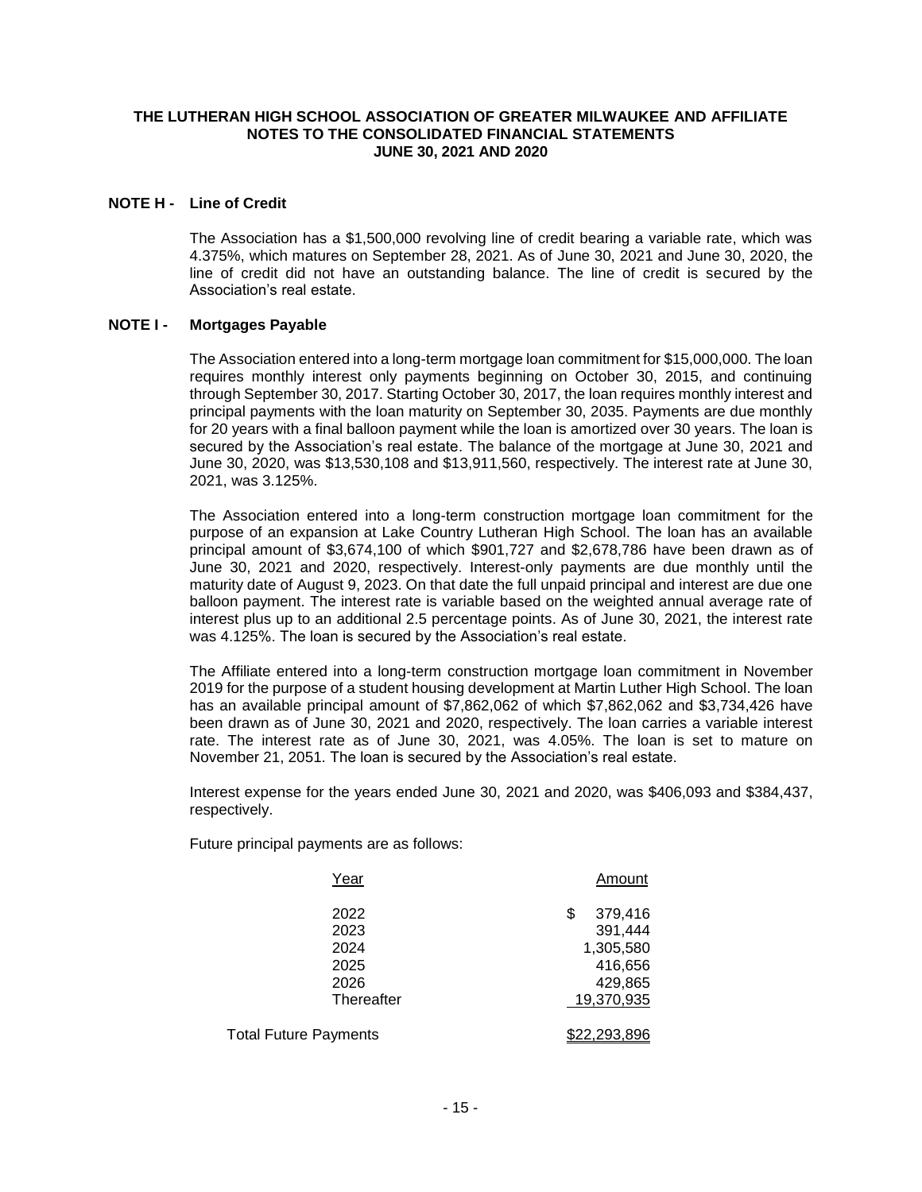**THE LUTHERAN HIGH SCHOOL ASSOCIATION OF GREATER MILWAUKEE AND AFFILIATE**
**NOTES TO THE CONSOLIDATED FINANCIAL STATEMENTS**
**JUNE 30, 2021 AND 2020**

## NOTE H - Line of Credit

The Association has a $1,500,000 revolving line of credit bearing a variable rate, which was 4.375%, which matures on September 28, 2021. As of June 30, 2021 and June 30, 2020, the line of credit did not have an outstanding balance. The line of credit is secured by the Association's real estate.

## NOTE I - Mortgages Payable

The Association entered into a long-term mortgage loan commitment for $15,000,000. The loan requires monthly interest only payments beginning on October 30, 2015, and continuing through September 30, 2017. Starting October 30, 2017, the loan requires monthly interest and principal payments with the loan maturity on September 30, 2035. Payments are due monthly for 20 years with a final balloon payment while the loan is amortized over 30 years. The loan is secured by the Association's real estate. The balance of the mortgage at June 30, 2021 and June 30, 2020, was $13,530,108 and $13,911,560, respectively. The interest rate at June 30, 2021, was 3.125%.

The Association entered into a long-term construction mortgage loan commitment for the purpose of an expansion at Lake Country Lutheran High School. The loan has an available principal amount of $3,674,100 of which $901,727 and $2,678,786 have been drawn as of June 30, 2021 and 2020, respectively. Interest-only payments are due monthly until the maturity date of August 9, 2023. On that date the full unpaid principal and interest are due one balloon payment. The interest rate is variable based on the weighted annual average rate of interest plus up to an additional 2.5 percentage points. As of June 30, 2021, the interest rate was 4.125%. The loan is secured by the Association's real estate.

The Affiliate entered into a long-term construction mortgage loan commitment in November 2019 for the purpose of a student housing development at Martin Luther High School. The loan has an available principal amount of $7,862,062 of which $7,862,062 and $3,734,426 have been drawn as of June 30, 2021 and 2020, respectively. The loan carries a variable interest rate. The interest rate as of June 30, 2021, was 4.05%. The loan is set to mature on November 21, 2051. The loan is secured by the Association's real estate.

Interest expense for the years ended June 30, 2021 and 2020, was $406,093 and $384,437, respectively.

Future principal payments are as follows:

| Year | Amount |
|---|---|
| 2022 | $ 379,416 |
| 2023 | 391,444 |
| 2024 | 1,305,580 |
| 2025 | 416,656 |
| 2026 | 429,865 |
| Thereafter | 19,370,935 |
| Total Future Payments | $22,293,896 |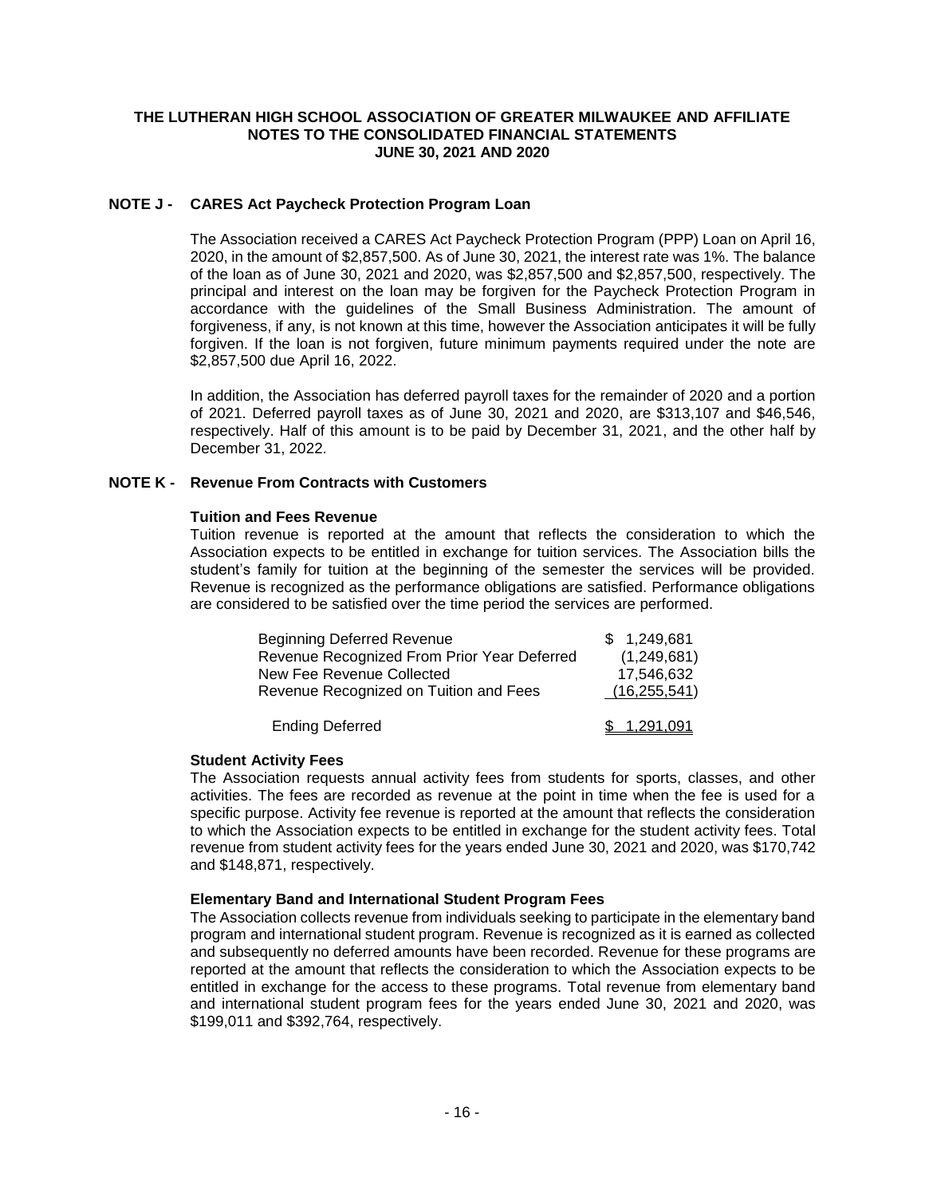**THE LUTHERAN HIGH SCHOOL ASSOCIATION OF GREATER MILWAUKEE AND AFFILIATE**
**NOTES TO THE CONSOLIDATED FINANCIAL STATEMENTS**
**JUNE 30, 2021 AND 2020**

## NOTE J - CARES Act Paycheck Protection Program Loan

The Association received a CARES Act Paycheck Protection Program (PPP) Loan on April 16, 2020, in the amount of $2,857,500. As of June 30, 2021, the interest rate was 1%. The balance of the loan as of June 30, 2021 and 2020, was $2,857,500 and $2,857,500, respectively. The principal and interest on the loan may be forgiven for the Paycheck Protection Program in accordance with the guidelines of the Small Business Administration. The amount of forgiveness, if any, is not known at this time, however the Association anticipates it will be fully forgiven. If the loan is not forgiven, future minimum payments required under the note are $2,857,500 due April 16, 2022.

In addition, the Association has deferred payroll taxes for the remainder of 2020 and a portion of 2021. Deferred payroll taxes as of June 30, 2021 and 2020, are $313,107 and $46,546, respectively. Half of this amount is to be paid by December 31, 2021, and the other half by December 31, 2022.

## NOTE K - Revenue From Contracts with Customers

**Tuition and Fees Revenue**

Tuition revenue is reported at the amount that reflects the consideration to which the Association expects to be entitled in exchange for tuition services. The Association bills the student's family for tuition at the beginning of the semester the services will be provided. Revenue is recognized as the performance obligations are satisfied. Performance obligations are considered to be satisfied over the time period the services are performed.

| | |
|---|---|
| Beginning Deferred Revenue | $ 1,249,681 |
| Revenue Recognized From Prior Year Deferred | (1,249,681) |
| New Fee Revenue Collected | 17,546,632 |
| Revenue Recognized on Tuition and Fees | (16,255,541) |
| Ending Deferred | $ 1,291,091 |

**Student Activity Fees**

The Association requests annual activity fees from students for sports, classes, and other activities. The fees are recorded as revenue at the point in time when the fee is used for a specific purpose. Activity fee revenue is reported at the amount that reflects the consideration to which the Association expects to be entitled in exchange for the student activity fees. Total revenue from student activity fees for the years ended June 30, 2021 and 2020, was $170,742 and $148,871, respectively.

**Elementary Band and International Student Program Fees**

The Association collects revenue from individuals seeking to participate in the elementary band program and international student program. Revenue is recognized as it is earned as collected and subsequently no deferred amounts have been recorded. Revenue for these programs are reported at the amount that reflects the consideration to which the Association expects to be entitled in exchange for the access to these programs. Total revenue from elementary band and international student program fees for the years ended June 30, 2021 and 2020, was $199,011 and $392,764, respectively.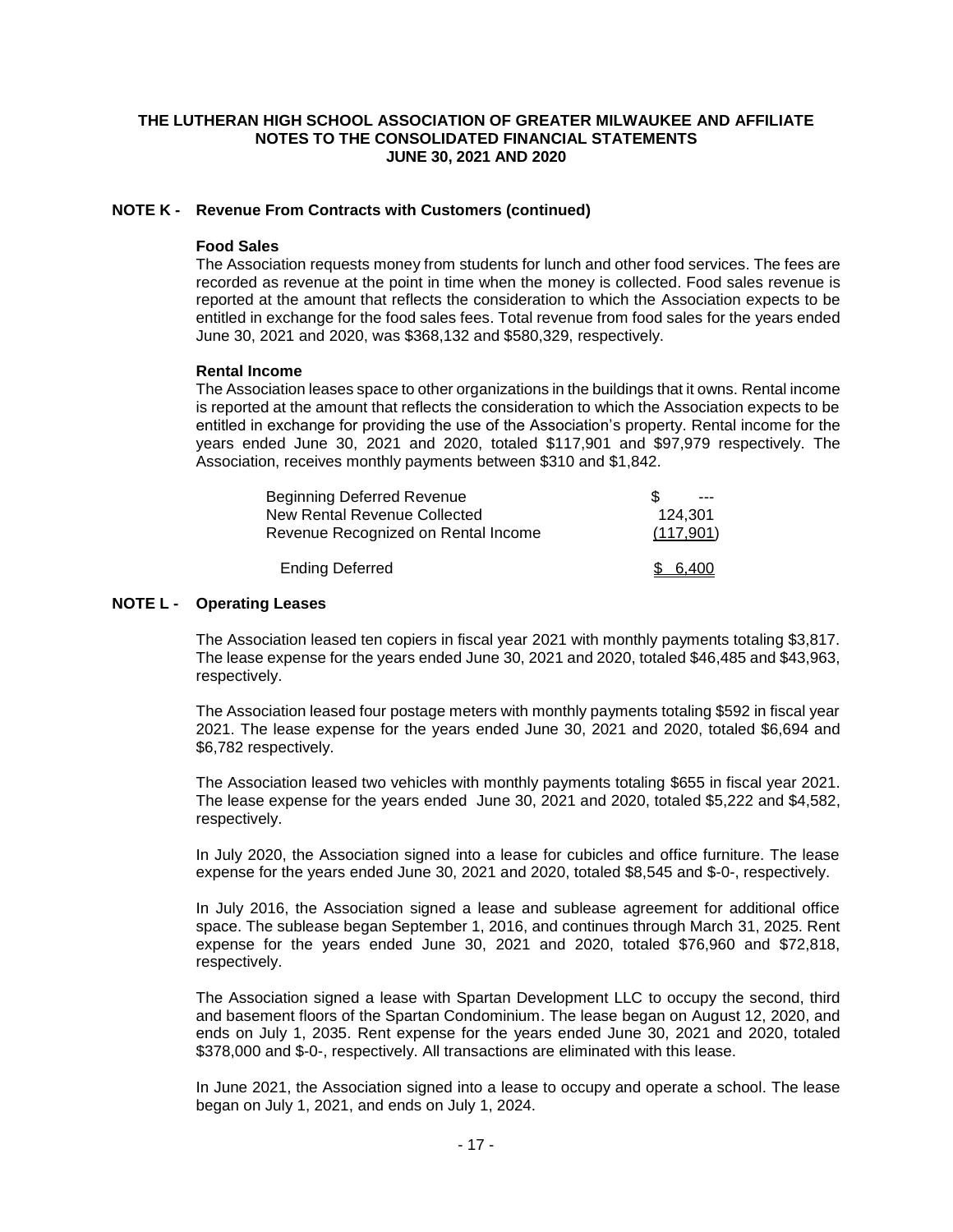**THE LUTHERAN HIGH SCHOOL ASSOCIATION OF GREATER MILWAUKEE AND AFFILIATE**
**NOTES TO THE CONSOLIDATED FINANCIAL STATEMENTS**
**JUNE 30, 2021 AND 2020**

## NOTE K - Revenue From Contracts with Customers (continued)

**Food Sales**

The Association requests money from students for lunch and other food services. The fees are recorded as revenue at the point in time when the money is collected. Food sales revenue is reported at the amount that reflects the consideration to which the Association expects to be entitled in exchange for the food sales fees. Total revenue from food sales for the years ended June 30, 2021 and 2020, was \$368,132 and \$580,329, respectively.

**Rental Income**

The Association leases space to other organizations in the buildings that it owns. Rental income is reported at the amount that reflects the consideration to which the Association expects to be entitled in exchange for providing the use of the Association's property. Rental income for the years ended June 30, 2021 and 2020, totaled \$117,901 and \$97,979 respectively. The Association, receives monthly payments between \$310 and \$1,842.

| | |
|---|---|
| Beginning Deferred Revenue | $ --- |
| New Rental Revenue Collected | 124,301 |
| Revenue Recognized on Rental Income | (117,901) |
| Ending Deferred | $ 6,400 |

## NOTE L - Operating Leases

The Association leased ten copiers in fiscal year 2021 with monthly payments totaling \$3,817. The lease expense for the years ended June 30, 2021 and 2020, totaled \$46,485 and \$43,963, respectively.

The Association leased four postage meters with monthly payments totaling \$592 in fiscal year 2021. The lease expense for the years ended June 30, 2021 and 2020, totaled \$6,694 and \$6,782 respectively.

The Association leased two vehicles with monthly payments totaling \$655 in fiscal year 2021. The lease expense for the years ended June 30, 2021 and 2020, totaled \$5,222 and \$4,582, respectively.

In July 2020, the Association signed into a lease for cubicles and office furniture. The lease expense for the years ended June 30, 2021 and 2020, totaled \$8,545 and \$-0-, respectively.

In July 2016, the Association signed a lease and sublease agreement for additional office space. The sublease began September 1, 2016, and continues through March 31, 2025. Rent expense for the years ended June 30, 2021 and 2020, totaled \$76,960 and \$72,818, respectively.

The Association signed a lease with Spartan Development LLC to occupy the second, third and basement floors of the Spartan Condominium. The lease began on August 12, 2020, and ends on July 1, 2035. Rent expense for the years ended June 30, 2021 and 2020, totaled \$378,000 and \$-0-, respectively. All transactions are eliminated with this lease.

In June 2021, the Association signed into a lease to occupy and operate a school. The lease began on July 1, 2021, and ends on July 1, 2024.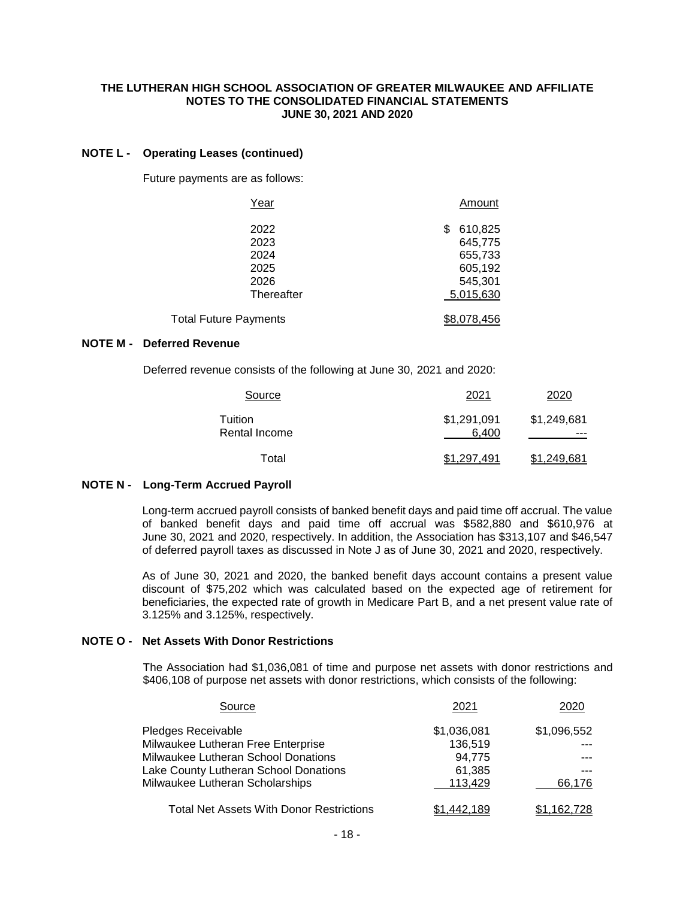**THE LUTHERAN HIGH SCHOOL ASSOCIATION OF GREATER MILWAUKEE AND AFFILIATE**
**NOTES TO THE CONSOLIDATED FINANCIAL STATEMENTS**
**JUNE 30, 2021 AND 2020**

## NOTE L - Operating Leases (continued)

Future payments are as follows:

| Year | Amount |
|---|---|
| 2022 | $ 610,825 |
| 2023 | 645,775 |
| 2024 | 655,733 |
| 2025 | 605,192 |
| 2026 | 545,301 |
| Thereafter | 5,015,630 |
| Total Future Payments | $8,078,456 |

## NOTE M - Deferred Revenue

Deferred revenue consists of the following at June 30, 2021 and 2020:

| Source | 2021 | 2020 |
|---|---|---|
| Tuition | $1,291,091 | $1,249,681 |
| Rental Income | 6,400 | --- |
| Total | $1,297,491 | $1,249,681 |

## NOTE N - Long-Term Accrued Payroll

Long-term accrued payroll consists of banked benefit days and paid time off accrual. The value of banked benefit days and paid time off accrual was $582,880 and $610,976 at June 30, 2021 and 2020, respectively. In addition, the Association has $313,107 and $46,547 of deferred payroll taxes as discussed in Note J as of June 30, 2021 and 2020, respectively.

As of June 30, 2021 and 2020, the banked benefit days account contains a present value discount of $75,202 which was calculated based on the expected age of retirement for beneficiaries, the expected rate of growth in Medicare Part B, and a net present value rate of 3.125% and 3.125%, respectively.

## NOTE O - Net Assets With Donor Restrictions

The Association had $1,036,081 of time and purpose net assets with donor restrictions and $406,108 of purpose net assets with donor restrictions, which consists of the following:

| Source | 2021 | 2020 |
|---|---|---|
| Pledges Receivable | $1,036,081 | $1,096,552 |
| Milwaukee Lutheran Free Enterprise | 136,519 | --- |
| Milwaukee Lutheran School Donations | 94,775 | --- |
| Lake County Lutheran School Donations | 61,385 | --- |
| Milwaukee Lutheran Scholarships | 113,429 | 66,176 |
| Total Net Assets With Donor Restrictions | $1,442,189 | $1,162,728 |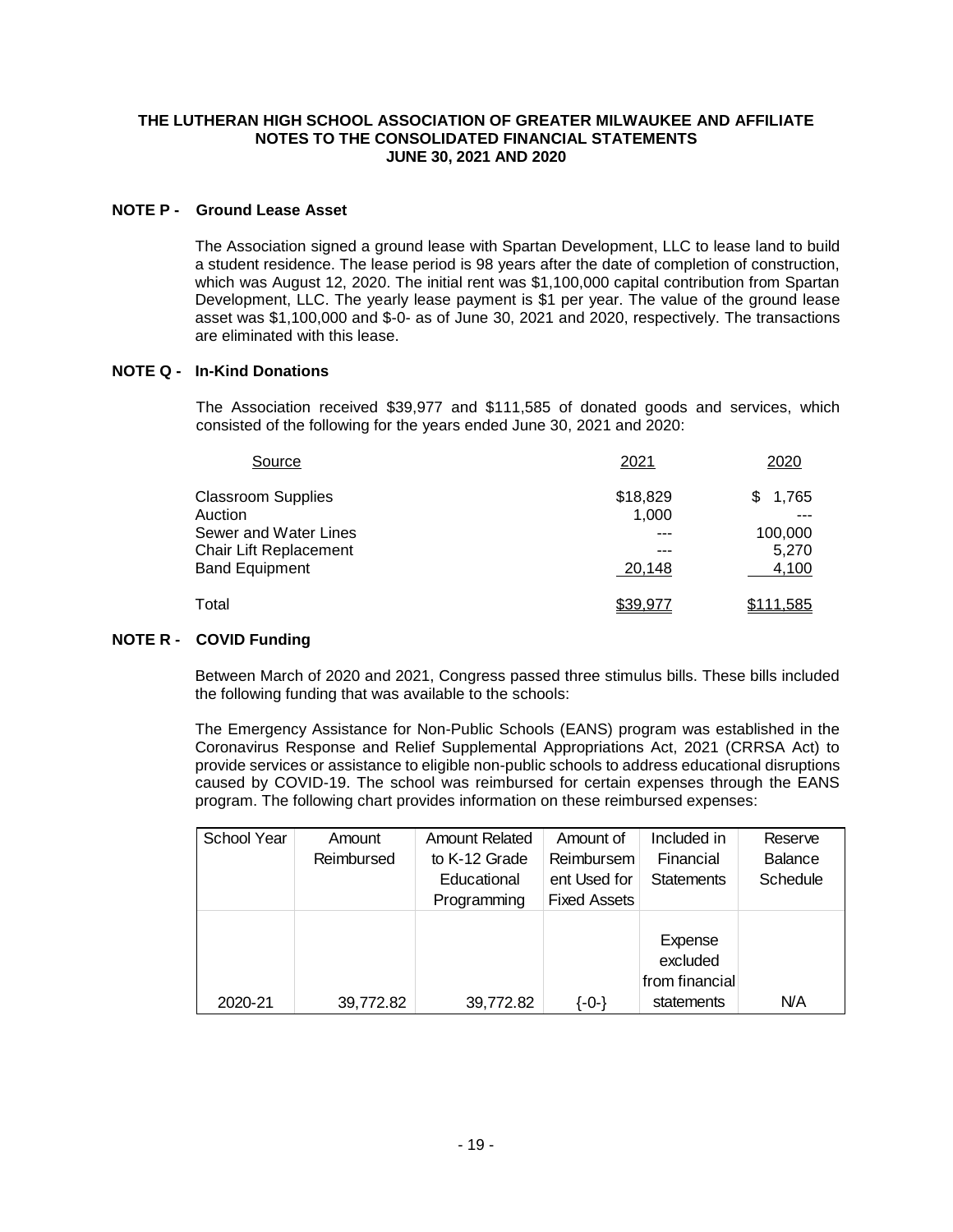**THE LUTHERAN HIGH SCHOOL ASSOCIATION OF GREATER MILWAUKEE AND AFFILIATE**
**NOTES TO THE CONSOLIDATED FINANCIAL STATEMENTS**
**JUNE 30, 2021 AND 2020**

## NOTE P - Ground Lease Asset

The Association signed a ground lease with Spartan Development, LLC to lease land to build a student residence. The lease period is 98 years after the date of completion of construction, which was August 12, 2020. The initial rent was $1,100,000 capital contribution from Spartan Development, LLC. The yearly lease payment is $1 per year. The value of the ground lease asset was $1,100,000 and $-0- as of June 30, 2021 and 2020, respectively. The transactions are eliminated with this lease.

## NOTE Q - In-Kind Donations

The Association received $39,977 and $111,585 of donated goods and services, which consisted of the following for the years ended June 30, 2021 and 2020:

| Source | 2021 | 2020 |
|---|---|---|
| Classroom Supplies | $18,829 | $ 1,765 |
| Auction | 1,000 | --- |
| Sewer and Water Lines | --- | 100,000 |
| Chair Lift Replacement | --- | 5,270 |
| Band Equipment | 20,148 | 4,100 |
| Total | $39,977 | $111,585 |

## NOTE R - COVID Funding

Between March of 2020 and 2021, Congress passed three stimulus bills. These bills included the following funding that was available to the schools:

The Emergency Assistance for Non-Public Schools (EANS) program was established in the Coronavirus Response and Relief Supplemental Appropriations Act, 2021 (CRRSA Act) to provide services or assistance to eligible non-public schools to address educational disruptions caused by COVID-19. The school was reimbursed for certain expenses through the EANS program. The following chart provides information on these reimbursed expenses:

| School Year | Amount Reimbursed | Amount Related to K-12 Grade Educational Programming | Amount of Reimbursement Used for Fixed Assets | Included in Financial Statements | Reserve Balance Schedule |
|---|---|---|---|---|---|
| 2020-21 | 39,772.82 | 39,772.82 | {-0-} | Expense excluded from financial statements | N/A |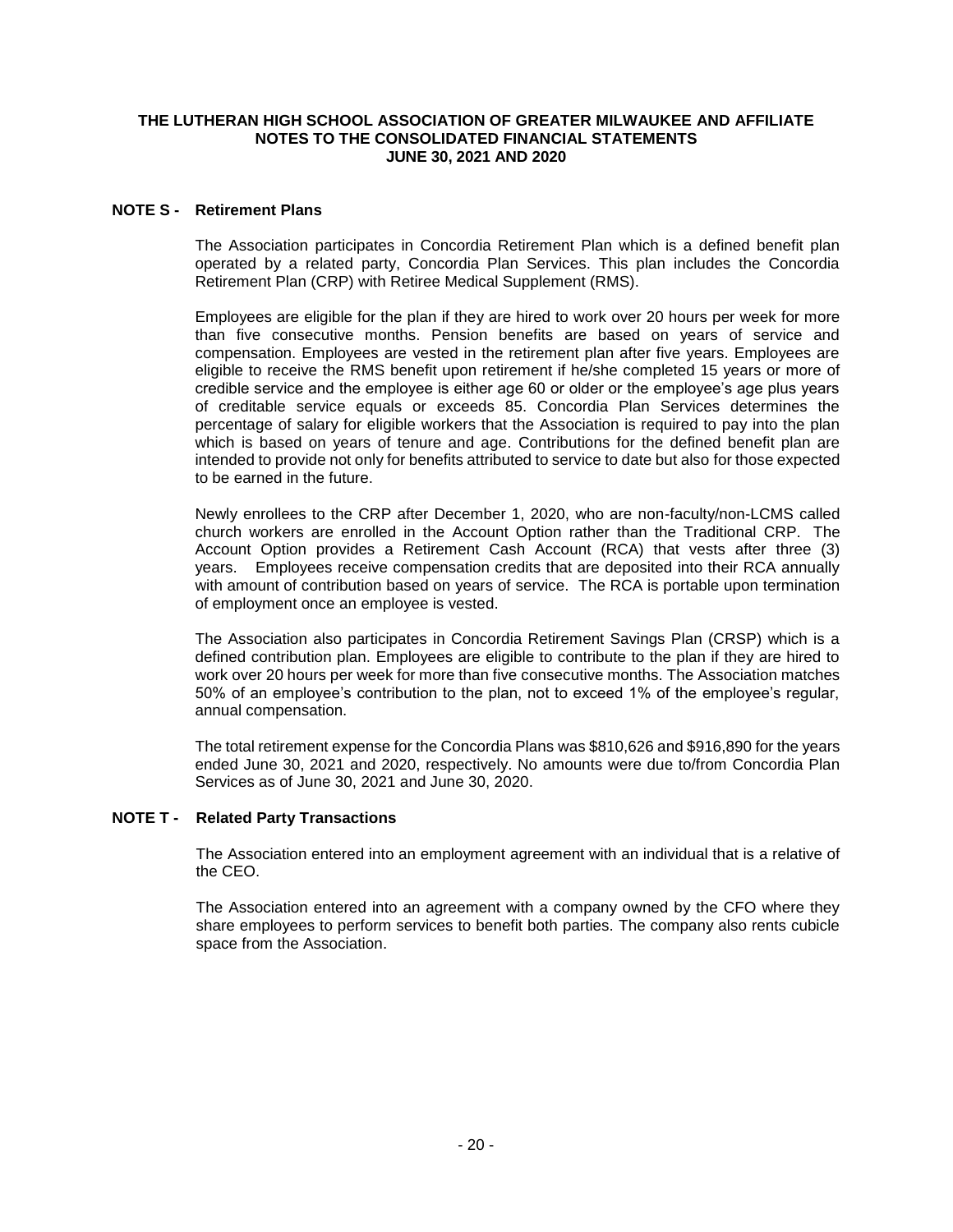### NOTE S - Retirement Plans

The Association participates in Concordia Retirement Plan which is a defined benefit plan operated by a related party, Concordia Plan Services. This plan includes the Concordia Retirement Plan (CRP) with Retiree Medical Supplement (RMS).

Employees are eligible for the plan if they are hired to work over 20 hours per week for more than five consecutive months. Pension benefits are based on years of service and compensation. Employees are vested in the retirement plan after five years. Employees are eligible to receive the RMS benefit upon retirement if he/she completed 15 years or more of credible service and the employee is either age 60 or older or the employee's age plus years of creditable service equals or exceeds 85. Concordia Plan Services determines the percentage of salary for eligible workers that the Association is required to pay into the plan which is based on years of tenure and age. Contributions for the defined benefit plan are intended to provide not only for benefits attributed to service to date but also for those expected to be earned in the future.

Newly enrollees to the CRP after December 1, 2020, who are non-faculty/non-LCMS called church workers are enrolled in the Account Option rather than the Traditional CRP. The Account Option provides a Retirement Cash Account (RCA) that vests after three (3) years. Employees receive compensation credits that are deposited into their RCA annually with amount of contribution based on years of service. The RCA is portable upon termination of employment once an employee is vested.

The Association also participates in Concordia Retirement Savings Plan (CRSP) which is a defined contribution plan. Employees are eligible to contribute to the plan if they are hired to work over 20 hours per week for more than five consecutive months. The Association matches 50% of an employee's contribution to the plan, not to exceed 1% of the employee's regular, annual compensation.

The total retirement expense for the Concordia Plans was $810,626 and $916,890 for the years ended June 30, 2021 and 2020, respectively. No amounts were due to/from Concordia Plan Services as of June 30, 2021 and June 30, 2020.

### NOTE T - Related Party Transactions

The Association entered into an employment agreement with an individual that is a relative of the CEO.

The Association entered into an agreement with a company owned by the CFO where they share employees to perform services to benefit both parties. The company also rents cubicle space from the Association.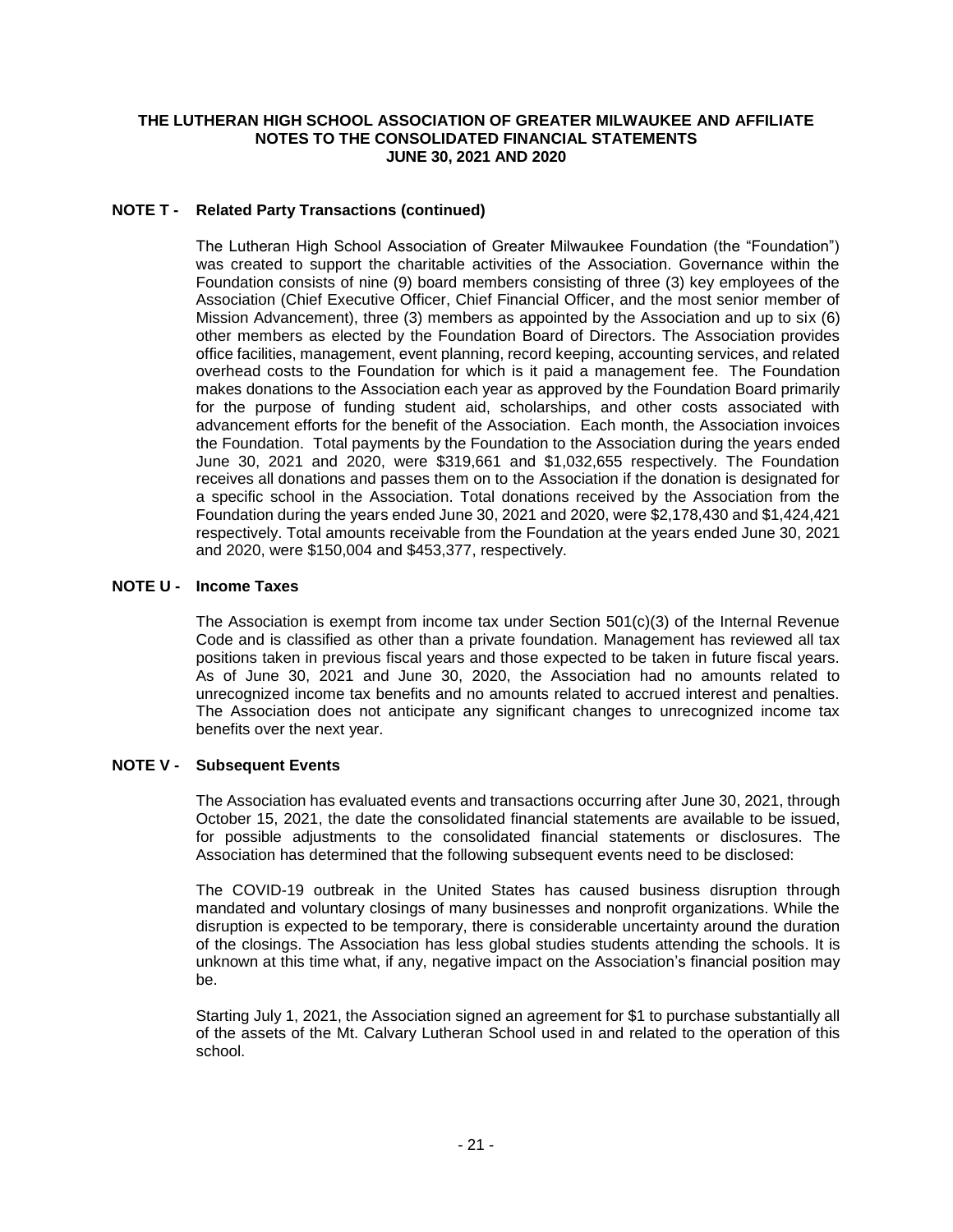## NOTE T - Related Party Transactions (continued)

The Lutheran High School Association of Greater Milwaukee Foundation (the "Foundation") was created to support the charitable activities of the Association. Governance within the Foundation consists of nine (9) board members consisting of three (3) key employees of the Association (Chief Executive Officer, Chief Financial Officer, and the most senior member of Mission Advancement), three (3) members as appointed by the Association and up to six (6) other members as elected by the Foundation Board of Directors. The Association provides office facilities, management, event planning, record keeping, accounting services, and related overhead costs to the Foundation for which is it paid a management fee. The Foundation makes donations to the Association each year as approved by the Foundation Board primarily for the purpose of funding student aid, scholarships, and other costs associated with advancement efforts for the benefit of the Association. Each month, the Association invoices the Foundation. Total payments by the Foundation to the Association during the years ended June 30, 2021 and 2020, were $319,661 and $1,032,655 respectively. The Foundation receives all donations and passes them on to the Association if the donation is designated for a specific school in the Association. Total donations received by the Association from the Foundation during the years ended June 30, 2021 and 2020, were $2,178,430 and $1,424,421 respectively. Total amounts receivable from the Foundation at the years ended June 30, 2021 and 2020, were $150,004 and $453,377, respectively.

## NOTE U - Income Taxes

The Association is exempt from income tax under Section 501(c)(3) of the Internal Revenue Code and is classified as other than a private foundation. Management has reviewed all tax positions taken in previous fiscal years and those expected to be taken in future fiscal years. As of June 30, 2021 and June 30, 2020, the Association had no amounts related to unrecognized income tax benefits and no amounts related to accrued interest and penalties. The Association does not anticipate any significant changes to unrecognized income tax benefits over the next year.

## NOTE V - Subsequent Events

The Association has evaluated events and transactions occurring after June 30, 2021, through October 15, 2021, the date the consolidated financial statements are available to be issued, for possible adjustments to the consolidated financial statements or disclosures. The Association has determined that the following subsequent events need to be disclosed:

The COVID-19 outbreak in the United States has caused business disruption through mandated and voluntary closings of many businesses and nonprofit organizations. While the disruption is expected to be temporary, there is considerable uncertainty around the duration of the closings. The Association has less global studies students attending the schools. It is unknown at this time what, if any, negative impact on the Association's financial position may be.

Starting July 1, 2021, the Association signed an agreement for $1 to purchase substantially all of the assets of the Mt. Calvary Lutheran School used in and related to the operation of this school.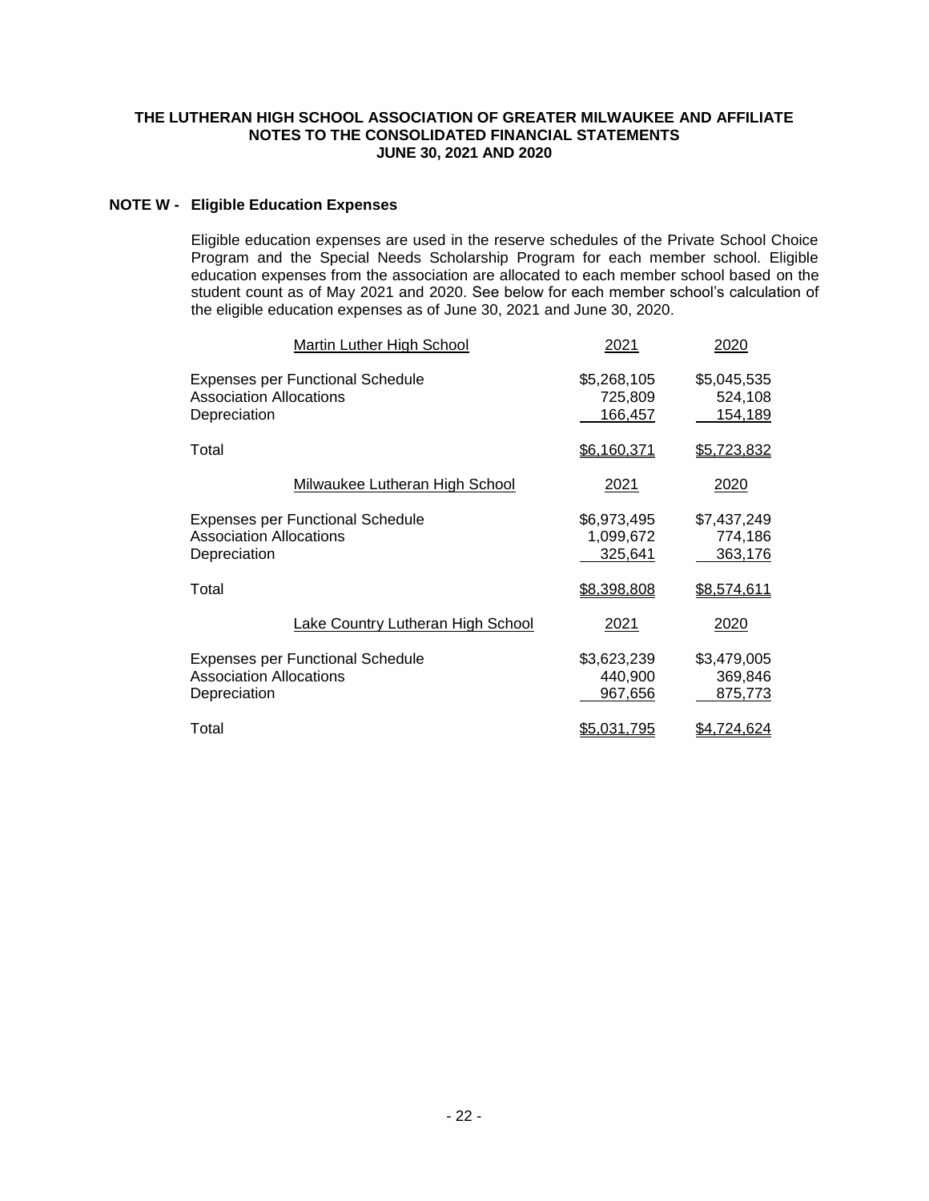## NOTE W - Eligible Education Expenses

Eligible education expenses are used in the reserve schedules of the Private School Choice Program and the Special Needs Scholarship Program for each member school. Eligible education expenses from the association are allocated to each member school based on the student count as of May 2021 and 2020. See below for each member school's calculation of the eligible education expenses as of June 30, 2021 and June 30, 2020.

| Martin Luther High School | 2021 | 2020 |
|---|---|---|
| Expenses per Functional Schedule | $5,268,105 | $5,045,535 |
| Association Allocations | 725,809 | 524,108 |
| Depreciation | 166,457 | 154,189 |
| Total | $6,160,371 | $5,723,832 |

| Milwaukee Lutheran High School | 2021 | 2020 |
|---|---|---|
| Expenses per Functional Schedule | $6,973,495 | $7,437,249 |
| Association Allocations | 1,099,672 | 774,186 |
| Depreciation | 325,641 | 363,176 |
| Total | $8,398,808 | $8,574,611 |

| Lake Country Lutheran High School | 2021 | 2020 |
|---|---|---|
| Expenses per Functional Schedule | $3,623,239 | $3,479,005 |
| Association Allocations | 440,900 | 369,846 |
| Depreciation | 967,656 | 875,773 |
| Total | $5,031,795 | $4,724,624 |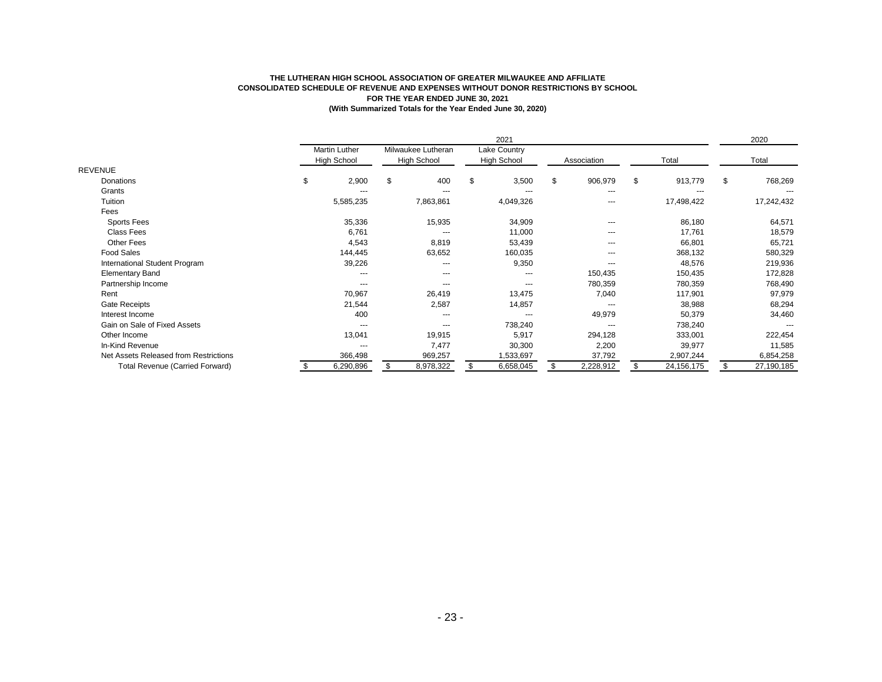**THE LUTHERAN HIGH SCHOOL ASSOCIATION OF GREATER MILWAUKEE AND AFFILIATE**
**CONSOLIDATED SCHEDULE OF REVENUE AND EXPENSES WITHOUT DONOR RESTRICTIONS BY SCHOOL**
**FOR THE YEAR ENDED JUNE 30, 2021**
**(With Summarized Totals for the Year Ended June 30, 2020)**

| | 2021 | | | | | 2020 |
|---|---|---|---|---|---|---|
| | Martin Luther High School | Milwaukee Lutheran High School | Lake Country High School | Association | Total | Total |
| REVENUE | | | | | | |
| Donations | $ 2,900 | $ 400 | $ 3,500 | $ 906,979 | $ 913,779 | $ 768,269 |
| Grants | --- | --- | --- | --- | --- | --- |
| Tuition | 5,585,235 | 7,863,861 | 4,049,326 | --- | 17,498,422 | 17,242,432 |
| Fees | | | | | | |
| Sports Fees | 35,336 | 15,935 | 34,909 | --- | 86,180 | 64,571 |
| Class Fees | 6,761 | --- | 11,000 | --- | 17,761 | 18,579 |
| Other Fees | 4,543 | 8,819 | 53,439 | --- | 66,801 | 65,721 |
| Food Sales | 144,445 | 63,652 | 160,035 | --- | 368,132 | 580,329 |
| International Student Program | 39,226 | --- | 9,350 | --- | 48,576 | 219,936 |
| Elementary Band | --- | --- | --- | 150,435 | 150,435 | 172,828 |
| Partnership Income | --- | --- | --- | 780,359 | 780,359 | 768,490 |
| Rent | 70,967 | 26,419 | 13,475 | 7,040 | 117,901 | 97,979 |
| Gate Receipts | 21,544 | 2,587 | 14,857 | --- | 38,988 | 68,294 |
| Interest Income | 400 | --- | --- | 49,979 | 50,379 | 34,460 |
| Gain on Sale of Fixed Assets | --- | --- | 738,240 | --- | 738,240 | --- |
| Other Income | 13,041 | 19,915 | 5,917 | 294,128 | 333,001 | 222,454 |
| In-Kind Revenue | --- | 7,477 | 30,300 | 2,200 | 39,977 | 11,585 |
| Net Assets Released from Restrictions | 366,498 | 969,257 | 1,533,697 | 37,792 | 2,907,244 | 6,854,258 |
| Total Revenue (Carried Forward) | $ 6,290,896 | $ 8,978,322 | $ 6,658,045 | $ 2,228,912 | $ 24,156,175 | $ 27,190,185 |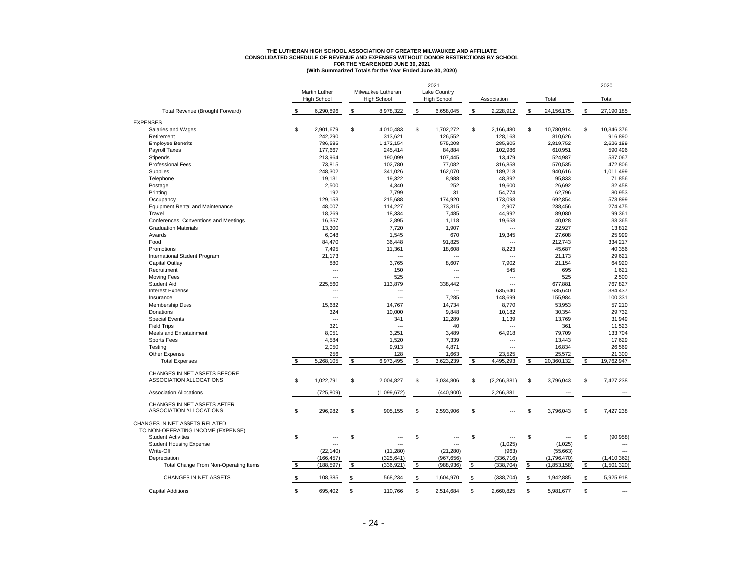**THE LUTHERAN HIGH SCHOOL ASSOCIATION OF GREATER MILWAUKEE AND AFFILIATE**
**CONSOLIDATED SCHEDULE OF REVENUE AND EXPENSES WITHOUT DONOR RESTRICTIONS BY SCHOOL**
**FOR THE YEAR ENDED JUNE 30, 2021**
**(With Summarized Totals for the Year Ended June 30, 2020)**

| | 2021 | | | | | 2020 |
|---|---|---|---|---|---|---|
| | Martin Luther High School | Milwaukee Lutheran High School | Lake Country High School | Association | Total | Total |
| Total Revenue (Brought Forward) | $ 6,290,896 | $ 8,978,322 | $ 6,658,045 | $ 2,228,912 | $ 24,156,175 | $ 27,190,185 |
| **EXPENSES** | | | | | | |
| Salaries and Wages | $ 2,901,679 | $ 4,010,483 | $ 1,702,272 | $ 2,166,480 | $ 10,780,914 | $ 10,346,376 |
| Retirement | 242,290 | 313,621 | 126,552 | 128,163 | 810,626 | 916,890 |
| Employee Benefits | 786,585 | 1,172,154 | 575,208 | 285,805 | 2,819,752 | 2,626,189 |
| Payroll Taxes | 177,667 | 245,414 | 84,884 | 102,986 | 610,951 | 590,496 |
| Stipends | 213,964 | 190,099 | 107,445 | 13,479 | 524,987 | 537,067 |
| Professional Fees | 73,815 | 102,780 | 77,082 | 316,858 | 570,535 | 472,806 |
| Supplies | 248,302 | 341,026 | 162,070 | 189,218 | 940,616 | 1,011,499 |
| Telephone | 19,131 | 19,322 | 8,988 | 48,392 | 95,833 | 71,856 |
| Postage | 2,500 | 4,340 | 252 | 19,600 | 26,692 | 32,458 |
| Printing | 192 | 7,799 | 31 | 54,774 | 62,796 | 80,953 |
| Occupancy | 129,153 | 215,688 | 174,920 | 173,093 | 692,854 | 573,899 |
| Equipment Rental and Maintenance | 48,007 | 114,227 | 73,315 | 2,907 | 238,456 | 274,475 |
| Travel | 18,269 | 18,334 | 7,485 | 44,992 | 89,080 | 99,361 |
| Conferences, Conventions and Meetings | 16,357 | 2,895 | 1,118 | 19,658 | 40,028 | 33,365 |
| Graduation Materials | 13,300 | 7,720 | 1,907 | --- | 22,927 | 13,812 |
| Awards | 6,048 | 1,545 | 670 | 19,345 | 27,608 | 25,999 |
| Food | 84,470 | 36,448 | 91,825 | --- | 212,743 | 334,217 |
| Promotions | 7,495 | 11,361 | 18,608 | 8,223 | 45,687 | 40,356 |
| International Student Program | 21,173 | --- | --- | --- | 21,173 | 29,621 |
| Capital Outlay | 880 | 3,765 | 8,607 | 7,902 | 21,154 | 64,920 |
| Recruitment | --- | 150 | --- | 545 | 695 | 1,621 |
| Moving Fees | --- | 525 | --- | --- | 525 | 2,500 |
| Student Aid | 225,560 | 113,879 | 338,442 | --- | 677,881 | 767,827 |
| Interest Expense | --- | --- | --- | 635,640 | 635,640 | 384,437 |
| Insurance | --- | --- | 7,285 | 148,699 | 155,984 | 100,331 |
| Membership Dues | 15,682 | 14,767 | 14,734 | 8,770 | 53,953 | 57,210 |
| Donations | 324 | 10,000 | 9,848 | 10,182 | 30,354 | 29,732 |
| Special Events | --- | 341 | 12,289 | 1,139 | 13,769 | 31,949 |
| Field Trips | 321 | --- | 40 | --- | 361 | 11,523 |
| Meals and Entertainment | 8,051 | 3,251 | 3,489 | 64,918 | 79,709 | 133,704 |
| Sports Fees | 4,584 | 1,520 | 7,339 | --- | 13,443 | 17,629 |
| Testing | 2,050 | 9,913 | 4,871 | --- | 16,834 | 26,569 |
| Other Expense | 256 | 128 | 1,663 | 23,525 | 25,572 | 21,300 |
| Total Expenses | $ 5,268,105 | $ 6,973,495 | $ 3,623,239 | $ 4,495,293 | $ 20,360,132 | $ 19,762,947 |
| CHANGES IN NET ASSETS BEFORE ASSOCIATION ALLOCATIONS | $ 1,022,791 | $ 2,004,827 | $ 3,034,806 | $ (2,266,381) | $ 3,796,043 | $ 7,427,238 |
| Association Allocations | (725,809) | (1,099,672) | (440,900) | 2,266,381 | --- | --- |
| CHANGES IN NET ASSETS AFTER ASSOCIATION ALLOCATIONS | $ 296,982 | $ 905,155 | $ 2,593,906 | $ --- | $ 3,796,043 | $ 7,427,238 |
| CHANGES IN NET ASSETS RELATED TO NON-OPERATING INCOME (EXPENSE) | | | | | | |
| Student Activities | $ --- | $ --- | $ --- | $ --- | $ --- | $ (90,958) |
| Student Housing Expense | --- | --- | --- | (1,025) | (1,025) | --- |
| Write-Off | (22,140) | (11,280) | (21,280) | (963) | (55,663) | --- |
| Depreciation | (166,457) | (325,641) | (967,656) | (336,716) | (1,796,470) | (1,410,362) |
| Total Change From Non-Operating Items | $ (188,597) | $ (336,921) | $ (988,936) | $ (338,704) | $ (1,853,158) | $ (1,501,320) |
| CHANGES IN NET ASSETS | $ 108,385 | $ 568,234 | $ 1,604,970 | $ (338,704) | $ 1,942,885 | $ 5,925,918 |
| Capital Additions | $ 695,402 | $ 110,766 | $ 2,514,684 | $ 2,660,825 | $ 5,981,677 | $ --- |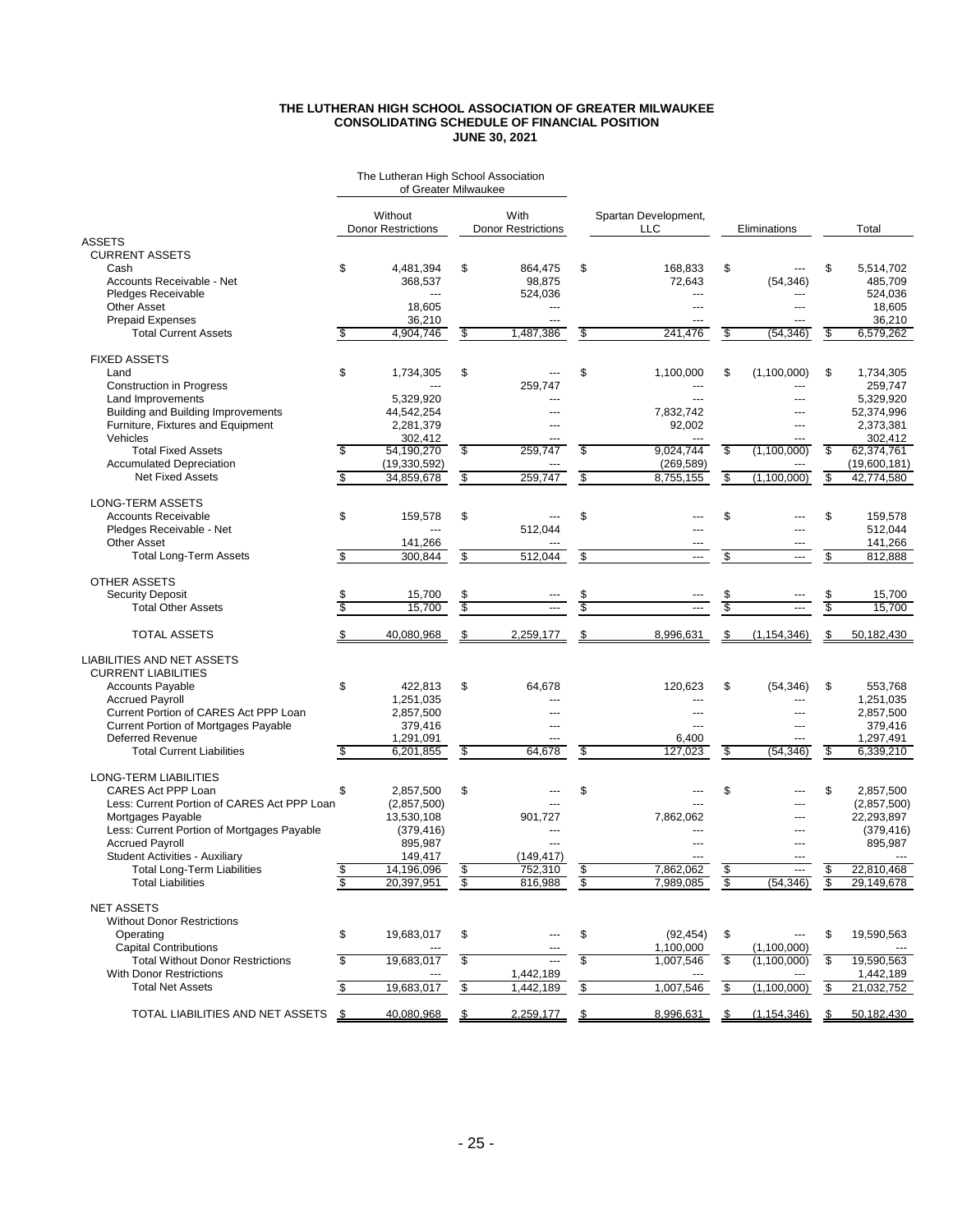# THE LUTHERAN HIGH SCHOOL ASSOCIATION OF GREATER MILWAUKEE
## CONSOLIDATING SCHEDULE OF FINANCIAL POSITION
## JUNE 30, 2021

| | The Lutheran High School Association of Greater Milwaukee | | | | |
|---|---|---|---|---|---|
| | Without Donor Restrictions | With Donor Restrictions | Spartan Development, LLC | Eliminations | Total |
| **ASSETS** | | | | | |
| CURRENT ASSETS | | | | | |
| Cash | $ 4,481,394 | $ 864,475 | $ 168,833 | $ --- | $ 5,514,702 |
| Accounts Receivable - Net | 368,537 | 98,875 | 72,643 | (54,346) | 485,709 |
| Pledges Receivable | --- | 524,036 | --- | --- | 524,036 |
| Other Asset | 18,605 | --- | --- | --- | 18,605 |
| Prepaid Expenses | 36,210 | --- | --- | --- | 36,210 |
| Total Current Assets | $ 4,904,746 | $ 1,487,386 | $ 241,476 | $ (54,346) | $ 6,579,262 |
| FIXED ASSETS | | | | | |
| Land | $ 1,734,305 | $ --- | $ 1,100,000 | $ (1,100,000) | $ 1,734,305 |
| Construction in Progress | --- | 259,747 | --- | --- | 259,747 |
| Land Improvements | 5,329,920 | --- | --- | --- | 5,329,920 |
| Building and Building Improvements | 44,542,254 | --- | 7,832,742 | --- | 52,374,996 |
| Furniture, Fixtures and Equipment | 2,281,379 | --- | 92,002 | --- | 2,373,381 |
| Vehicles | 302,412 | --- | --- | --- | 302,412 |
| Total Fixed Assets | $ 54,190,270 | $ 259,747 | $ 9,024,744 | $ (1,100,000) | $ 62,374,761 |
| Accumulated Depreciation | (19,330,592) | --- | (269,589) | --- | (19,600,181) |
| Net Fixed Assets | $ 34,859,678 | $ 259,747 | $ 8,755,155 | $ (1,100,000) | $ 42,774,580 |
| LONG-TERM ASSETS | | | | | |
| Accounts Receivable | $ 159,578 | $ --- | $ --- | $ --- | $ 159,578 |
| Pledges Receivable - Net | --- | 512,044 | --- | --- | 512,044 |
| Other Asset | 141,266 | --- | --- | --- | 141,266 |
| Total Long-Term Assets | $ 300,844 | $ 512,044 | $ --- | $ --- | $ 812,888 |
| OTHER ASSETS | | | | | |
| Security Deposit | $ 15,700 | $ --- | $ --- | $ --- | $ 15,700 |
| Total Other Assets | $ 15,700 | $ --- | $ --- | $ --- | $ 15,700 |
| TOTAL ASSETS | $ 40,080,968 | $ 2,259,177 | $ 8,996,631 | $ (1,154,346) | $ 50,182,430 |
| **LIABILITIES AND NET ASSETS** | | | | | |
| CURRENT LIABILITIES | | | | | |
| Accounts Payable | $ 422,813 | $ 64,678 | 120,623 | $ (54,346) | $ 553,768 |
| Accrued Payroll | 1,251,035 | --- | --- | --- | 1,251,035 |
| Current Portion of CARES Act PPP Loan | 2,857,500 | --- | --- | --- | 2,857,500 |
| Current Portion of Mortgages Payable | 379,416 | --- | --- | --- | 379,416 |
| Deferred Revenue | 1,291,091 | --- | 6,400 | --- | 1,297,491 |
| Total Current Liabilities | $ 6,201,855 | $ 64,678 | $ 127,023 | $ (54,346) | $ 6,339,210 |
| LONG-TERM LIABILITIES | | | | | |
| CARES Act PPP Loan | $ 2,857,500 | $ --- | $ --- | $ --- | $ 2,857,500 |
| Less: Current Portion of CARES Act PPP Loan | (2,857,500) | --- | --- | --- | (2,857,500) |
| Mortgages Payable | 13,530,108 | 901,727 | 7,862,062 | --- | 22,293,897 |
| Less: Current Portion of Mortgages Payable | (379,416) | --- | --- | --- | (379,416) |
| Accrued Payroll | 895,987 | --- | --- | --- | 895,987 |
| Student Activities - Auxiliary | 149,417 | (149,417) | --- | --- | --- |
| Total Long-Term Liabilities | $ 14,196,096 | $ 752,310 | $ 7,862,062 | $ --- | $ 22,810,468 |
| Total Liabilities | $ 20,397,951 | $ 816,988 | $ 7,989,085 | $ (54,346) | $ 29,149,678 |
| NET ASSETS | | | | | |
| Without Donor Restrictions | | | | | |
| Operating | $ 19,683,017 | $ --- | $ (92,454) | $ --- | $ 19,590,563 |
| Capital Contributions | --- | --- | 1,100,000 | (1,100,000) | --- |
| Total Without Donor Restrictions | $ 19,683,017 | $ --- | $ 1,007,546 | $ (1,100,000) | $ 19,590,563 |
| With Donor Restrictions | --- | 1,442,189 | --- | --- | 1,442,189 |
| Total Net Assets | $ 19,683,017 | $ 1,442,189 | $ 1,007,546 | $ (1,100,000) | $ 21,032,752 |
| TOTAL LIABILITIES AND NET ASSETS | $ 40,080,968 | $ 2,259,177 | $ 8,996,631 | $ (1,154,346) | $ 50,182,430 |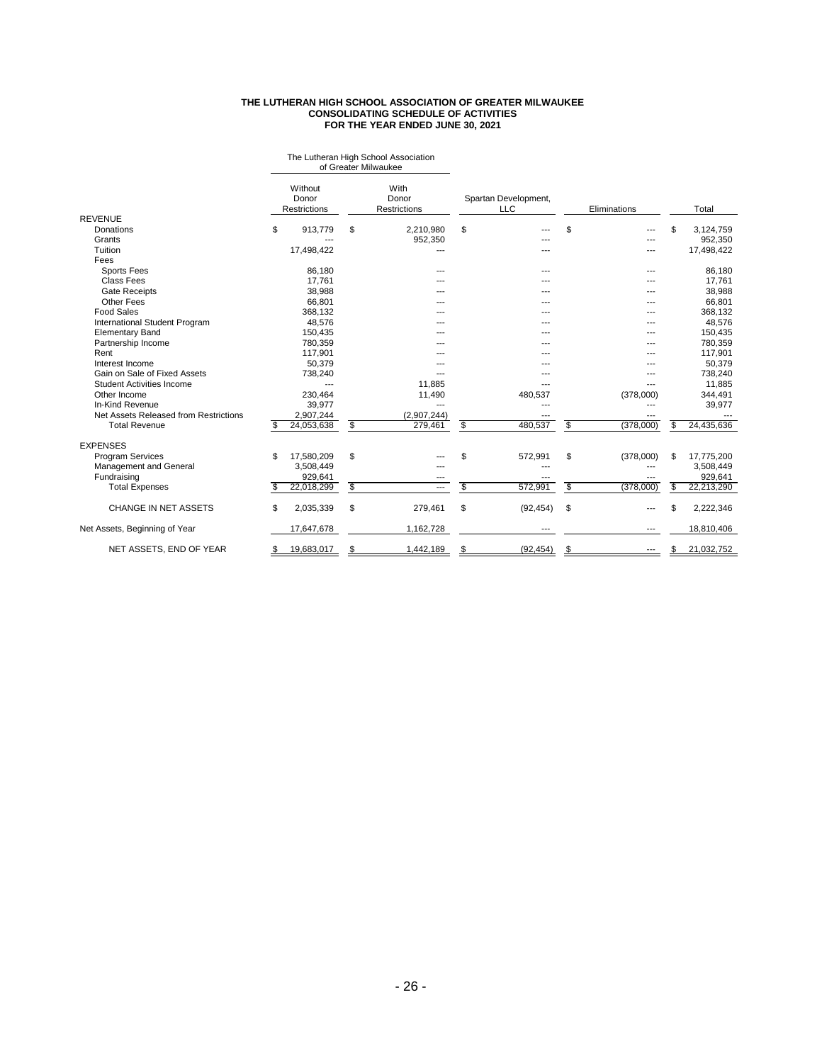**THE LUTHERAN HIGH SCHOOL ASSOCIATION OF GREATER MILWAUKEE**
**CONSOLIDATING SCHEDULE OF ACTIVITIES**
**FOR THE YEAR ENDED JUNE 30, 2021**

| | The Lutheran High School Association of Greater Milwaukee | | | | |
|---|---|---|---|---|---|
| | Without Donor Restrictions | With Donor Restrictions | Spartan Development, LLC | Eliminations | Total |
| REVENUE | | | | | |
| Donations | $ 913,779 | $ 2,210,980 | $ --- | $ --- | $ 3,124,759 |
| Grants | --- | 952,350 | --- | --- | 952,350 |
| Tuition | 17,498,422 | --- | --- | --- | 17,498,422 |
| Fees | | | | | |
| Sports Fees | 86,180 | --- | --- | --- | 86,180 |
| Class Fees | 17,761 | --- | --- | --- | 17,761 |
| Gate Receipts | 38,988 | --- | --- | --- | 38,988 |
| Other Fees | 66,801 | --- | --- | --- | 66,801 |
| Food Sales | 368,132 | --- | --- | --- | 368,132 |
| International Student Program | 48,576 | --- | --- | --- | 48,576 |
| Elementary Band | 150,435 | --- | --- | --- | 150,435 |
| Partnership Income | 780,359 | --- | --- | --- | 780,359 |
| Rent | 117,901 | --- | --- | --- | 117,901 |
| Interest Income | 50,379 | --- | --- | --- | 50,379 |
| Gain on Sale of Fixed Assets | 738,240 | --- | --- | --- | 738,240 |
| Student Activities Income | --- | 11,885 | --- | --- | 11,885 |
| Other Income | 230,464 | 11,490 | 480,537 | (378,000) | 344,491 |
| In-Kind Revenue | 39,977 | --- | --- | --- | 39,977 |
| Net Assets Released from Restrictions | 2,907,244 | (2,907,244) | --- | --- | --- |
| Total Revenue | $ 24,053,638 | $ 279,461 | $ 480,537 | $ (378,000) | $ 24,435,636 |
| EXPENSES | | | | | |
| Program Services | $ 17,580,209 | $ --- | $ 572,991 | $ (378,000) | $ 17,775,200 |
| Management and General | 3,508,449 | --- | --- | --- | 3,508,449 |
| Fundraising | 929,641 | --- | --- | --- | 929,641 |
| Total Expenses | $ 22,018,299 | $ --- | $ 572,991 | $ (378,000) | $ 22,213,290 |
| CHANGE IN NET ASSETS | $ 2,035,339 | $ 279,461 | $ (92,454) | $ --- | $ 2,222,346 |
| Net Assets, Beginning of Year | 17,647,678 | 1,162,728 | --- | --- | 18,810,406 |
| NET ASSETS, END OF YEAR | $ 19,683,017 | $ 1,442,189 | $ (92,454) | $ --- | $ 21,032,752 |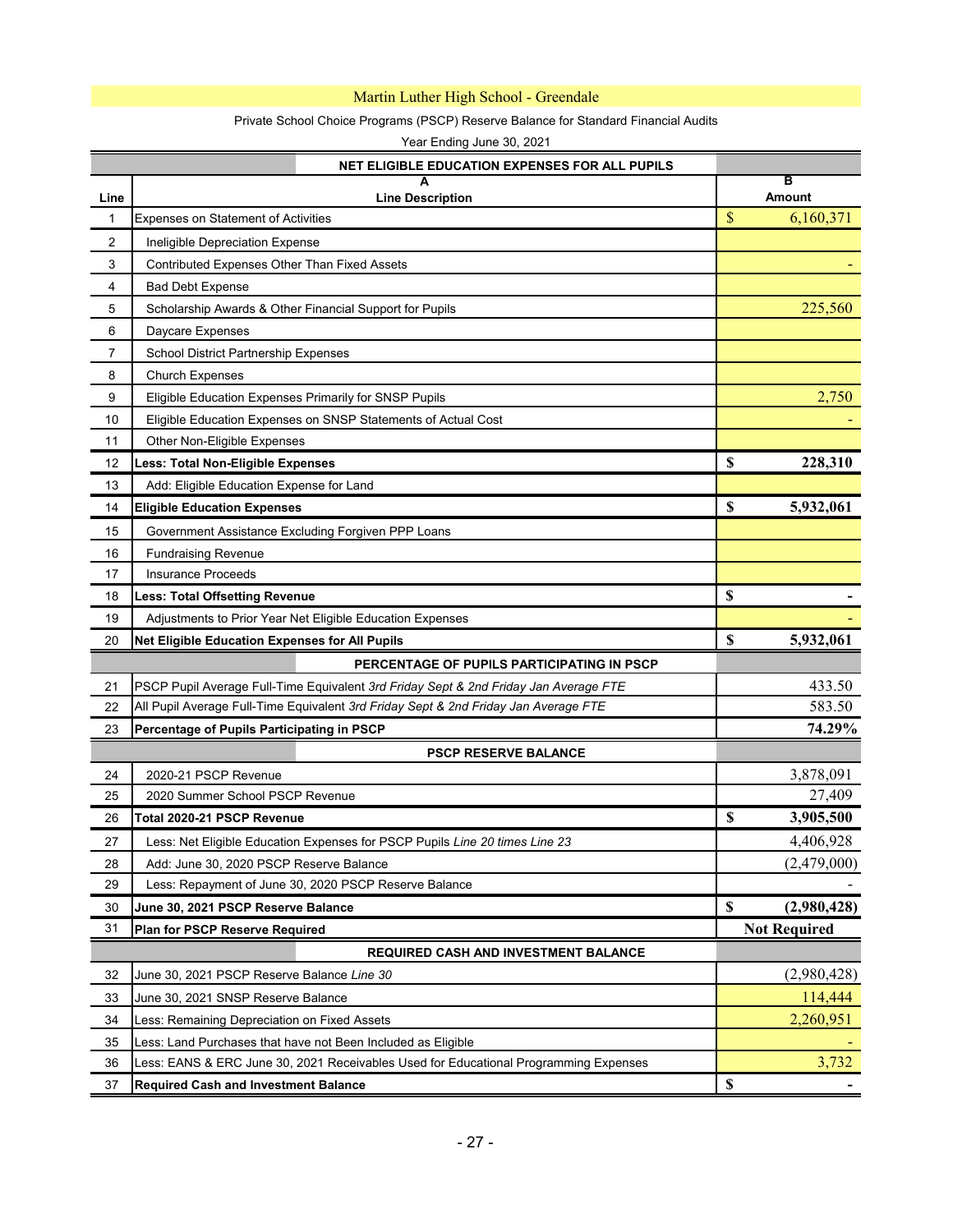# Martin Luther High School - Greendale

Private School Choice Programs (PSCP) Reserve Balance for Standard Financial Audits

Year Ending June 30, 2021

| Line | A<br>Line Description | B<br>Amount |
|---|---|---|
| | **NET ELIGIBLE EDUCATION EXPENSES FOR ALL PUPILS** | |
| 1 | Expenses on Statement of Activities | $ 6,160,371 |
| 2 | Ineligible Depreciation Expense | |
| 3 | Contributed Expenses Other Than Fixed Assets | - |
| 4 | Bad Debt Expense | |
| 5 | Scholarship Awards & Other Financial Support for Pupils | 225,560 |
| 6 | Daycare Expenses | |
| 7 | School District Partnership Expenses | |
| 8 | Church Expenses | |
| 9 | Eligible Education Expenses Primarily for SNSP Pupils | 2,750 |
| 10 | Eligible Education Expenses on SNSP Statements of Actual Cost | - |
| 11 | Other Non-Eligible Expenses | |
| 12 | **Less: Total Non-Eligible Expenses** | **$ 228,310** |
| 13 | Add: Eligible Education Expense for Land | |
| 14 | **Eligible Education Expenses** | **$ 5,932,061** |
| 15 | Government Assistance Excluding Forgiven PPP Loans | |
| 16 | Fundraising Revenue | |
| 17 | Insurance Proceeds | |
| 18 | **Less: Total Offsetting Revenue** | **$ -** |
| 19 | Adjustments to Prior Year Net Eligible Education Expenses | - |
| 20 | **Net Eligible Education Expenses for All Pupils** | **$ 5,932,061** |
| | **PERCENTAGE OF PUPILS PARTICIPATING IN PSCP** | |
| 21 | PSCP Pupil Average Full-Time Equivalent *3rd Friday Sept & 2nd Friday Jan Average FTE* | 433.50 |
| 22 | All Pupil Average Full-Time Equivalent *3rd Friday Sept & 2nd Friday Jan Average FTE* | 583.50 |
| 23 | **Percentage of Pupils Participating in PSCP** | **74.29%** |
| | **PSCP RESERVE BALANCE** | |
| 24 | 2020-21 PSCP Revenue | 3,878,091 |
| 25 | 2020 Summer School PSCP Revenue | 27,409 |
| 26 | **Total 2020-21 PSCP Revenue** | **$ 3,905,500** |
| 27 | Less: Net Eligible Education Expenses for PSCP Pupils *Line 20 times Line 23* | 4,406,928 |
| 28 | Add: June 30, 2020 PSCP Reserve Balance | (2,479,000) |
| 29 | Less: Repayment of June 30, 2020 PSCP Reserve Balance | - |
| 30 | **June 30, 2021 PSCP Reserve Balance** | **$ (2,980,428)** |
| 31 | **Plan for PSCP Reserve Required** | **Not Required** |
| | **REQUIRED CASH AND INVESTMENT BALANCE** | |
| 32 | June 30, 2021 PSCP Reserve Balance *Line 30* | (2,980,428) |
| 33 | June 30, 2021 SNSP Reserve Balance | 114,444 |
| 34 | Less: Remaining Depreciation on Fixed Assets | 2,260,951 |
| 35 | Less: Land Purchases that have not Been Included as Eligible | - |
| 36 | Less: EANS & ERC June 30, 2021 Receivables Used for Educational Programming Expenses | 3,732 |
| 37 | **Required Cash and Investment Balance** | **$ -** |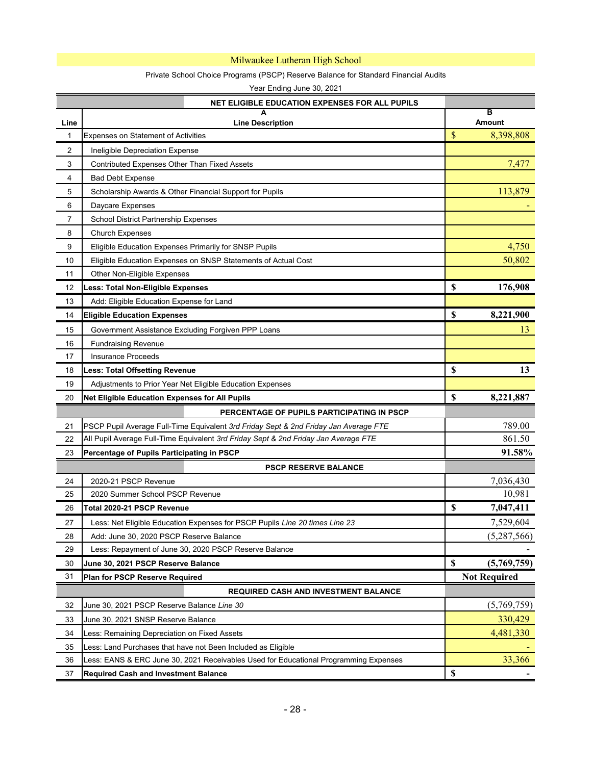# Milwaukee Lutheran High School

Private School Choice Programs (PSCP) Reserve Balance for Standard Financial Audits

Year Ending June 30, 2021

| Line | A<br>Line Description | B<br>Amount |
|---|---|---|
| | **NET ELIGIBLE EDUCATION EXPENSES FOR ALL PUPILS** | |
| 1 | Expenses on Statement of Activities | $ 8,398,808 |
| 2 | Ineligible Depreciation Expense | |
| 3 | Contributed Expenses Other Than Fixed Assets | 7,477 |
| 4 | Bad Debt Expense | |
| 5 | Scholarship Awards & Other Financial Support for Pupils | 113,879 |
| 6 | Daycare Expenses | - |
| 7 | School District Partnership Expenses | |
| 8 | Church Expenses | |
| 9 | Eligible Education Expenses Primarily for SNSP Pupils | 4,750 |
| 10 | Eligible Education Expenses on SNSP Statements of Actual Cost | 50,802 |
| 11 | Other Non-Eligible Expenses | |
| 12 | **Less: Total Non-Eligible Expenses** | **$ 176,908** |
| 13 | Add: Eligible Education Expense for Land | |
| 14 | **Eligible Education Expenses** | **$ 8,221,900** |
| 15 | Government Assistance Excluding Forgiven PPP Loans | 13 |
| 16 | Fundraising Revenue | |
| 17 | Insurance Proceeds | |
| 18 | **Less: Total Offsetting Revenue** | **$ 13** |
| 19 | Adjustments to Prior Year Net Eligible Education Expenses | |
| 20 | **Net Eligible Education Expenses for All Pupils** | **$ 8,221,887** |
| | **PERCENTAGE OF PUPILS PARTICIPATING IN PSCP** | |
| 21 | PSCP Pupil Average Full-Time Equivalent *3rd Friday Sept & 2nd Friday Jan Average FTE* | 789.00 |
| 22 | All Pupil Average Full-Time Equivalent *3rd Friday Sept & 2nd Friday Jan Average FTE* | 861.50 |
| 23 | **Percentage of Pupils Participating in PSCP** | **91.58%** |
| | **PSCP RESERVE BALANCE** | |
| 24 | 2020-21 PSCP Revenue | 7,036,430 |
| 25 | 2020 Summer School PSCP Revenue | 10,981 |
| 26 | **Total 2020-21 PSCP Revenue** | **$ 7,047,411** |
| 27 | Less: Net Eligible Education Expenses for PSCP Pupils *Line 20 times Line 23* | 7,529,604 |
| 28 | Add: June 30, 2020 PSCP Reserve Balance | (5,287,566) |
| 29 | Less: Repayment of June 30, 2020 PSCP Reserve Balance | - |
| 30 | **June 30, 2021 PSCP Reserve Balance** | **$ (5,769,759)** |
| 31 | **Plan for PSCP Reserve Required** | **Not Required** |
| | **REQUIRED CASH AND INVESTMENT BALANCE** | |
| 32 | June 30, 2021 PSCP Reserve Balance *Line 30* | (5,769,759) |
| 33 | June 30, 2021 SNSP Reserve Balance | 330,429 |
| 34 | Less: Remaining Depreciation on Fixed Assets | 4,481,330 |
| 35 | Less: Land Purchases that have not Been Included as Eligible | - |
| 36 | Less: EANS & ERC June 30, 2021 Receivables Used for Educational Programming Expenses | 33,366 |
| 37 | **Required Cash and Investment Balance** | **$ -** |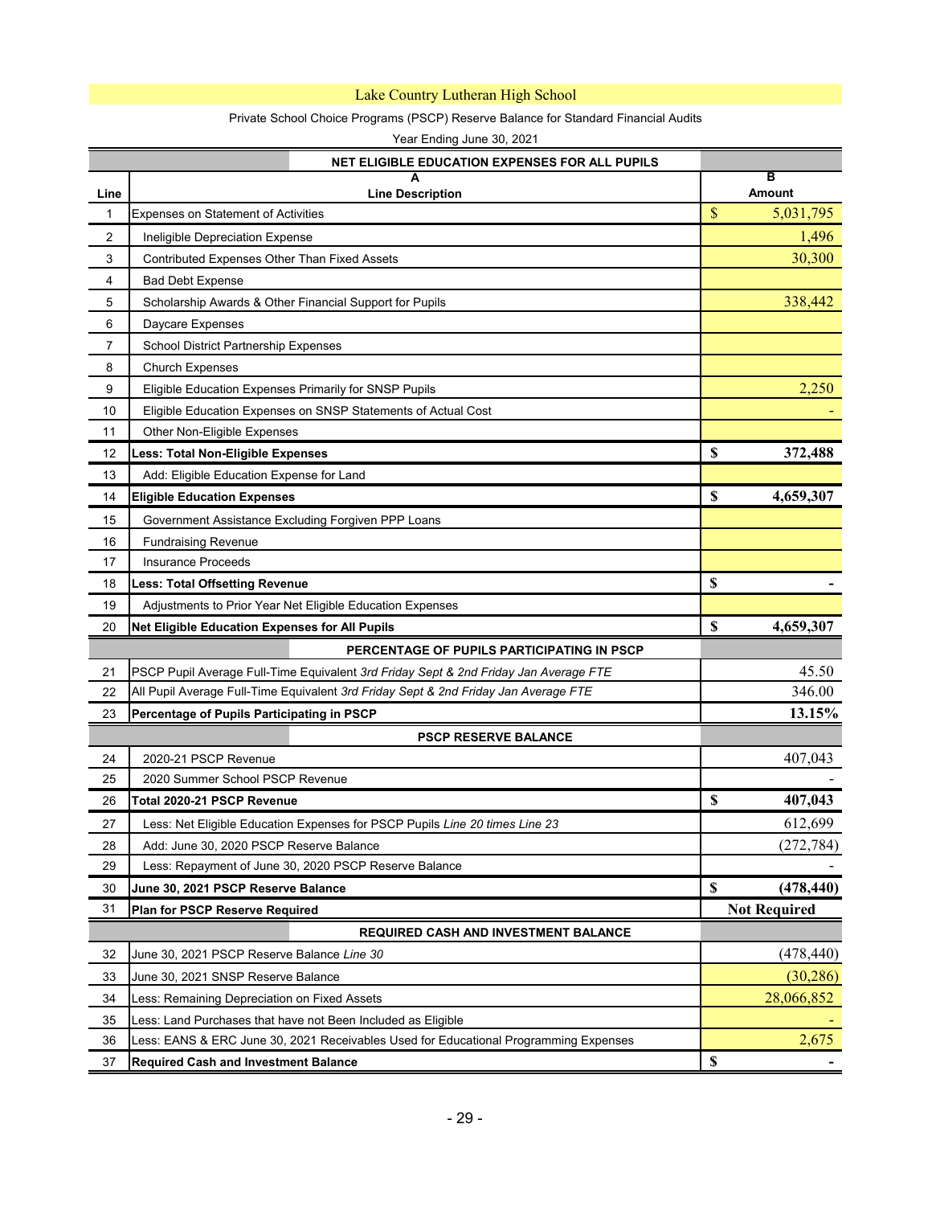# Lake Country Lutheran High School

Private School Choice Programs (PSCP) Reserve Balance for Standard Financial Audits

Year Ending June 30, 2021

| Line | A<br>Line Description | B<br>Amount |
|---|---|---|
| | **NET ELIGIBLE EDUCATION EXPENSES FOR ALL PUPILS** | |
| 1 | Expenses on Statement of Activities | $ 5,031,795 |
| 2 | Ineligible Depreciation Expense | 1,496 |
| 3 | Contributed Expenses Other Than Fixed Assets | 30,300 |
| 4 | Bad Debt Expense | |
| 5 | Scholarship Awards & Other Financial Support for Pupils | 338,442 |
| 6 | Daycare Expenses | |
| 7 | School District Partnership Expenses | |
| 8 | Church Expenses | |
| 9 | Eligible Education Expenses Primarily for SNSP Pupils | 2,250 |
| 10 | Eligible Education Expenses on SNSP Statements of Actual Cost | - |
| 11 | Other Non-Eligible Expenses | |
| 12 | **Less: Total Non-Eligible Expenses** | **$ 372,488** |
| 13 | Add: Eligible Education Expense for Land | |
| 14 | **Eligible Education Expenses** | **$ 4,659,307** |
| 15 | Government Assistance Excluding Forgiven PPP Loans | |
| 16 | Fundraising Revenue | |
| 17 | Insurance Proceeds | |
| 18 | **Less: Total Offsetting Revenue** | **$ -** |
| 19 | Adjustments to Prior Year Net Eligible Education Expenses | |
| 20 | **Net Eligible Education Expenses for All Pupils** | **$ 4,659,307** |
| | **PERCENTAGE OF PUPILS PARTICIPATING IN PSCP** | |
| 21 | PSCP Pupil Average Full-Time Equivalent *3rd Friday Sept & 2nd Friday Jan Average FTE* | 45.50 |
| 22 | All Pupil Average Full-Time Equivalent *3rd Friday Sept & 2nd Friday Jan Average FTE* | 346.00 |
| 23 | **Percentage of Pupils Participating in PSCP** | **13.15%** |
| | **PSCP RESERVE BALANCE** | |
| 24 | 2020-21 PSCP Revenue | 407,043 |
| 25 | 2020 Summer School PSCP Revenue | - |
| 26 | **Total 2020-21 PSCP Revenue** | **$ 407,043** |
| 27 | Less: Net Eligible Education Expenses for PSCP Pupils *Line 20 times Line 23* | 612,699 |
| 28 | Add: June 30, 2020 PSCP Reserve Balance | (272,784) |
| 29 | Less: Repayment of June 30, 2020 PSCP Reserve Balance | - |
| 30 | **June 30, 2021 PSCP Reserve Balance** | **$ (478,440)** |
| 31 | **Plan for PSCP Reserve Required** | **Not Required** |
| | **REQUIRED CASH AND INVESTMENT BALANCE** | |
| 32 | June 30, 2021 PSCP Reserve Balance *Line 30* | (478,440) |
| 33 | June 30, 2021 SNSP Reserve Balance | (30,286) |
| 34 | Less: Remaining Depreciation on Fixed Assets | 28,066,852 |
| 35 | Less: Land Purchases that have not Been Included as Eligible | - |
| 36 | Less: EANS & ERC June 30, 2021 Receivables Used for Educational Programming Expenses | 2,675 |
| 37 | **Required Cash and Investment Balance** | **$ -** |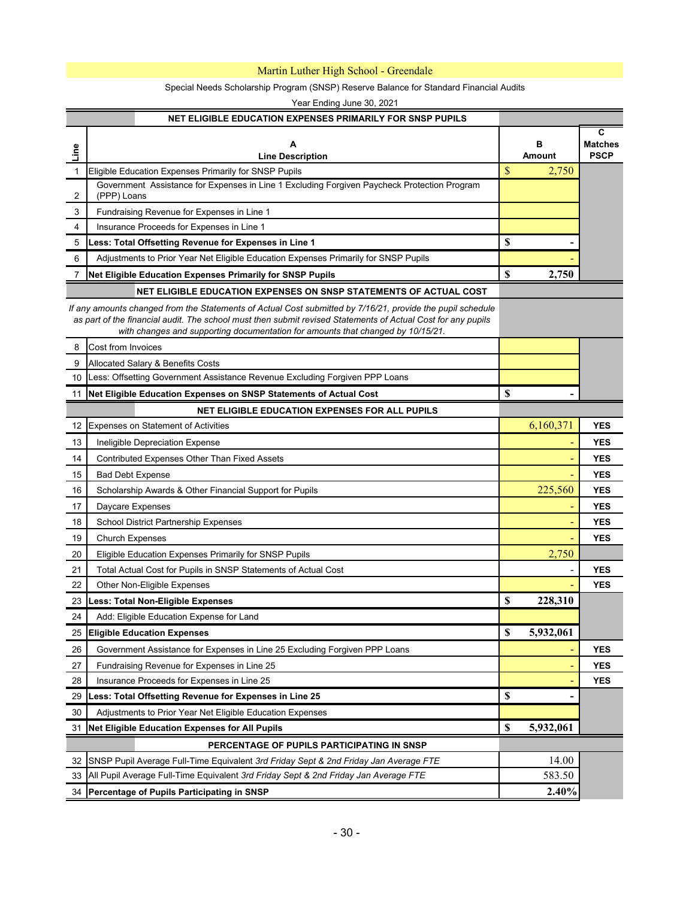# Martin Luther High School - Greendale

Special Needs Scholarship Program (SNSP) Reserve Balance for Standard Financial Audits

Year Ending June 30, 2021

| Line | A<br>Line Description | B<br>Amount | C<br>Matches PSCP |
|---|---|---|---|
| | **NET ELIGIBLE EDUCATION EXPENSES PRIMARILY FOR SNSP PUPILS** | | |
| 1 | Eligible Education Expenses Primarily for SNSP Pupils | $ 2,750 | |
| 2 | Government Assistance for Expenses in Line 1 Excluding Forgiven Paycheck Protection Program (PPP) Loans | | |
| 3 | Fundraising Revenue for Expenses in Line 1 | | |
| 4 | Insurance Proceeds for Expenses in Line 1 | | |
| 5 | **Less: Total Offsetting Revenue for Expenses in Line 1** | $ - | |
| 6 | Adjustments to Prior Year Net Eligible Education Expenses Primarily for SNSP Pupils | - | |
| 7 | **Net Eligible Education Expenses Primarily for SNSP Pupils** | **$ 2,750** | |
| | **NET ELIGIBLE EDUCATION EXPENSES ON SNSP STATEMENTS OF ACTUAL COST** | | |
| | *If any amounts changed from the Statements of Actual Cost submitted by 7/16/21, provide the pupil schedule as part of the financial audit. The school must then submit revised Statements of Actual Cost for any pupils with changes and supporting documentation for amounts that changed by 10/15/21.* | | |
| 8 | Cost from Invoices | | |
| 9 | Allocated Salary & Benefits Costs | | |
| 10 | Less: Offsetting Government Assistance Revenue Excluding Forgiven PPP Loans | | |
| 11 | **Net Eligible Education Expenses on SNSP Statements of Actual Cost** | $ - | |
| | **NET ELIGIBLE EDUCATION EXPENSES FOR ALL PUPILS** | | |
| 12 | Expenses on Statement of Activities | 6,160,371 | YES |
| 13 | Ineligible Depreciation Expense | - | YES |
| 14 | Contributed Expenses Other Than Fixed Assets | - | YES |
| 15 | Bad Debt Expense | - | YES |
| 16 | Scholarship Awards & Other Financial Support for Pupils | 225,560 | YES |
| 17 | Daycare Expenses | - | YES |
| 18 | School District Partnership Expenses | - | YES |
| 19 | Church Expenses | - | YES |
| 20 | Eligible Education Expenses Primarily for SNSP Pupils | 2,750 | |
| 21 | Total Actual Cost for Pupils in SNSP Statements of Actual Cost | - | YES |
| 22 | Other Non-Eligible Expenses | - | YES |
| 23 | **Less: Total Non-Eligible Expenses** | **$ 228,310** | |
| 24 | Add: Eligible Education Expense for Land | | |
| 25 | **Eligible Education Expenses** | **$ 5,932,061** | |
| 26 | Government Assistance for Expenses in Line 25 Excluding Forgiven PPP Loans | - | YES |
| 27 | Fundraising Revenue for Expenses in Line 25 | - | YES |
| 28 | Insurance Proceeds for Expenses in Line 25 | - | YES |
| 29 | **Less: Total Offsetting Revenue for Expenses in Line 25** | $ - | |
| 30 | Adjustments to Prior Year Net Eligible Education Expenses | | |
| 31 | **Net Eligible Education Expenses for All Pupils** | **$ 5,932,061** | |
| | **PERCENTAGE OF PUPILS PARTICIPATING IN SNSP** | | |
| 32 | SNSP Pupil Average Full-Time Equivalent *3rd Friday Sept & 2nd Friday Jan Average FTE* | 14.00 | |
| 33 | All Pupil Average Full-Time Equivalent *3rd Friday Sept & 2nd Friday Jan Average FTE* | 583.50 | |
| 34 | **Percentage of Pupils Participating in SNSP** | **2.40%** | |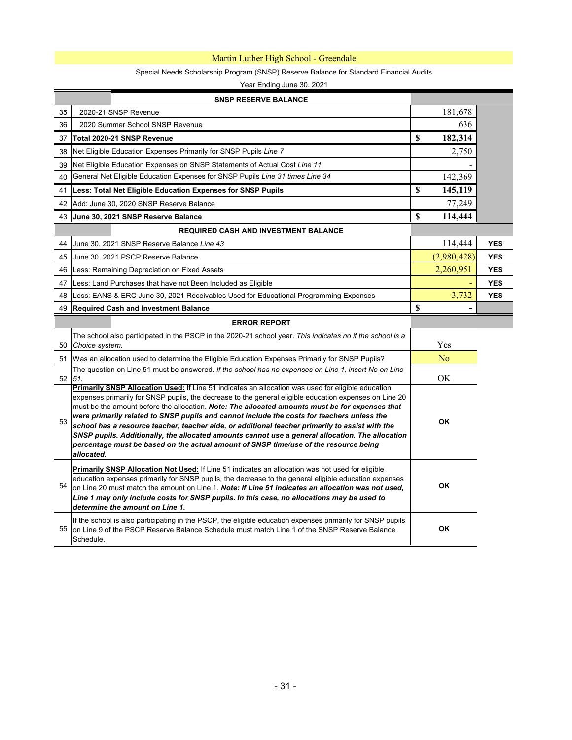# Martin Luther High School - Greendale

Special Needs Scholarship Program (SNSP) Reserve Balance for Standard Financial Audits

Year Ending June 30, 2021

| | **SNSP RESERVE BALANCE** | | |
|---|---|---|---|
| 35 | 2020-21 SNSP Revenue | 181,678 | |
| 36 | 2020 Summer School SNSP Revenue | 636 | |
| 37 | **Total 2020-21 SNSP Revenue** | **$ 182,314** | |
| 38 | Net Eligible Education Expenses Primarily for SNSP Pupils *Line 7* | 2,750 | |
| 39 | Net Eligible Education Expenses on SNSP Statements of Actual Cost *Line 11* | - | |
| 40 | General Net Eligible Education Expenses for SNSP Pupils *Line 31 times Line 34* | 142,369 | |
| 41 | **Less: Total Net Eligible Education Expenses for SNSP Pupils** | **$ 145,119** | |
| 42 | Add: June 30, 2020 SNSP Reserve Balance | 77,249 | |
| 43 | **June 30, 2021 SNSP Reserve Balance** | **$ 114,444** | |
| | **REQUIRED CASH AND INVESTMENT BALANCE** | | |
| 44 | June 30, 2021 SNSP Reserve Balance *Line 43* | 114,444 | **YES** |
| 45 | June 30, 2021 PSCP Reserve Balance | (2,980,428) | **YES** |
| 46 | Less: Remaining Depreciation on Fixed Assets | 2,260,951 | **YES** |
| 47 | Less: Land Purchases that have not Been Included as Eligible | - | **YES** |
| 48 | Less: EANS & ERC June 30, 2021 Receivables Used for Educational Programming Expenses | 3,732 | **YES** |
| 49 | **Required Cash and Investment Balance** | **$ -** | |
| | **ERROR REPORT** | | |
| 50 | The school also participated in the PSCP in the 2020-21 school year. *This indicates no if the school is a Choice system.* | Yes | |
| 51 | Was an allocation used to determine the Eligible Education Expenses Primarily for SNSP Pupils? | No | |
| 52 | The question on Line 51 must be answered. *If the school has no expenses on Line 1, insert No on Line 51.* | OK | |
| 53 | **Primarily SNSP Allocation Used:** If Line 51 indicates an allocation was used for eligible education expenses primarily for SNSP pupils, the decrease to the general eligible education expenses on Line 20 must be the amount before the allocation. ***Note: The allocated amounts must be for expenses that were primarily related to SNSP pupils and cannot include the costs for teachers unless the school has a resource teacher, teacher aide, or additional teacher primarily to assist with the SNSP pupils. Additionally, the allocated amounts cannot use a general allocation. The allocation percentage must be based on the actual amount of SNSP time/use of the resource being allocated.*** | **OK** | |
| 54 | **Primarily SNSP Allocation Not Used:** If Line 51 indicates an allocation was not used for eligible education expenses primarily for SNSP pupils, the decrease to the general eligible education expenses on Line 20 must match the amount on Line 1. ***Note: If Line 51 indicates an allocation was not used, Line 1 may only include costs for SNSP pupils. In this case, no allocations may be used to determine the amount on Line 1.*** | **OK** | |
| 55 | If the school is also participating in the PSCP, the eligible education expenses primarily for SNSP pupils on Line 9 of the PSCP Reserve Balance Schedule must match Line 1 of the SNSP Reserve Balance Schedule. | **OK** | |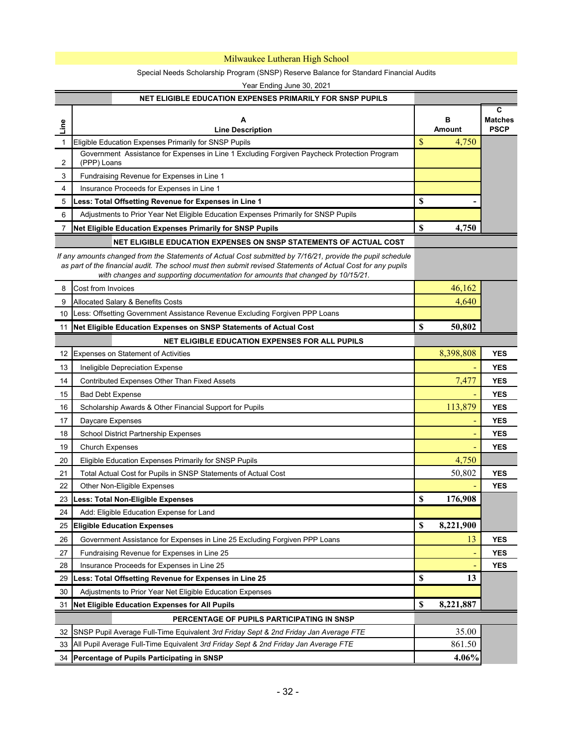# Milwaukee Lutheran High School

Special Needs Scholarship Program (SNSP) Reserve Balance for Standard Financial Audits

Year Ending June 30, 2021

| Line | A<br>Line Description | B<br>Amount | C<br>Matches PSCP |
|---|---|---|---|
| | **NET ELIGIBLE EDUCATION EXPENSES PRIMARILY FOR SNSP PUPILS** | | |
| 1 | Eligible Education Expenses Primarily for SNSP Pupils | $ 4,750 | |
| 2 | Government Assistance for Expenses in Line 1 Excluding Forgiven Paycheck Protection Program (PPP) Loans | | |
| 3 | Fundraising Revenue for Expenses in Line 1 | | |
| 4 | Insurance Proceeds for Expenses in Line 1 | | |
| 5 | **Less: Total Offsetting Revenue for Expenses in Line 1** | $ - | |
| 6 | Adjustments to Prior Year Net Eligible Education Expenses Primarily for SNSP Pupils | | |
| 7 | **Net Eligible Education Expenses Primarily for SNSP Pupils** | **$ 4,750** | |
| | **NET ELIGIBLE EDUCATION EXPENSES ON SNSP STATEMENTS OF ACTUAL COST** | | |
| | *If any amounts changed from the Statements of Actual Cost submitted by 7/16/21, provide the pupil schedule as part of the financial audit. The school must then submit revised Statements of Actual Cost for any pupils with changes and supporting documentation for amounts that changed by 10/15/21.* | | |
| 8 | Cost from Invoices | 46,162 | |
| 9 | Allocated Salary & Benefits Costs | 4,640 | |
| 10 | Less: Offsetting Government Assistance Revenue Excluding Forgiven PPP Loans | | |
| 11 | **Net Eligible Education Expenses on SNSP Statements of Actual Cost** | **$ 50,802** | |
| | **NET ELIGIBLE EDUCATION EXPENSES FOR ALL PUPILS** | | |
| 12 | Expenses on Statement of Activities | 8,398,808 | YES |
| 13 | Ineligible Depreciation Expense | - | YES |
| 14 | Contributed Expenses Other Than Fixed Assets | 7,477 | YES |
| 15 | Bad Debt Expense | - | YES |
| 16 | Scholarship Awards & Other Financial Support for Pupils | 113,879 | YES |
| 17 | Daycare Expenses | - | YES |
| 18 | School District Partnership Expenses | - | YES |
| 19 | Church Expenses | - | YES |
| 20 | Eligible Education Expenses Primarily for SNSP Pupils | 4,750 | |
| 21 | Total Actual Cost for Pupils in SNSP Statements of Actual Cost | 50,802 | YES |
| 22 | Other Non-Eligible Expenses | - | YES |
| 23 | **Less: Total Non-Eligible Expenses** | **$ 176,908** | |
| 24 | Add: Eligible Education Expense for Land | | |
| 25 | **Eligible Education Expenses** | **$ 8,221,900** | |
| 26 | Government Assistance for Expenses in Line 25 Excluding Forgiven PPP Loans | 13 | YES |
| 27 | Fundraising Revenue for Expenses in Line 25 | - | YES |
| 28 | Insurance Proceeds for Expenses in Line 25 | - | YES |
| 29 | **Less: Total Offsetting Revenue for Expenses in Line 25** | **$ 13** | |
| 30 | Adjustments to Prior Year Net Eligible Education Expenses | | |
| 31 | **Net Eligible Education Expenses for All Pupils** | **$ 8,221,887** | |
| | **PERCENTAGE OF PUPILS PARTICIPATING IN SNSP** | | |
| 32 | SNSP Pupil Average Full-Time Equivalent *3rd Friday Sept & 2nd Friday Jan Average FTE* | 35.00 | |
| 33 | All Pupil Average Full-Time Equivalent *3rd Friday Sept & 2nd Friday Jan Average FTE* | 861.50 | |
| 34 | **Percentage of Pupils Participating in SNSP** | **4.06%** | |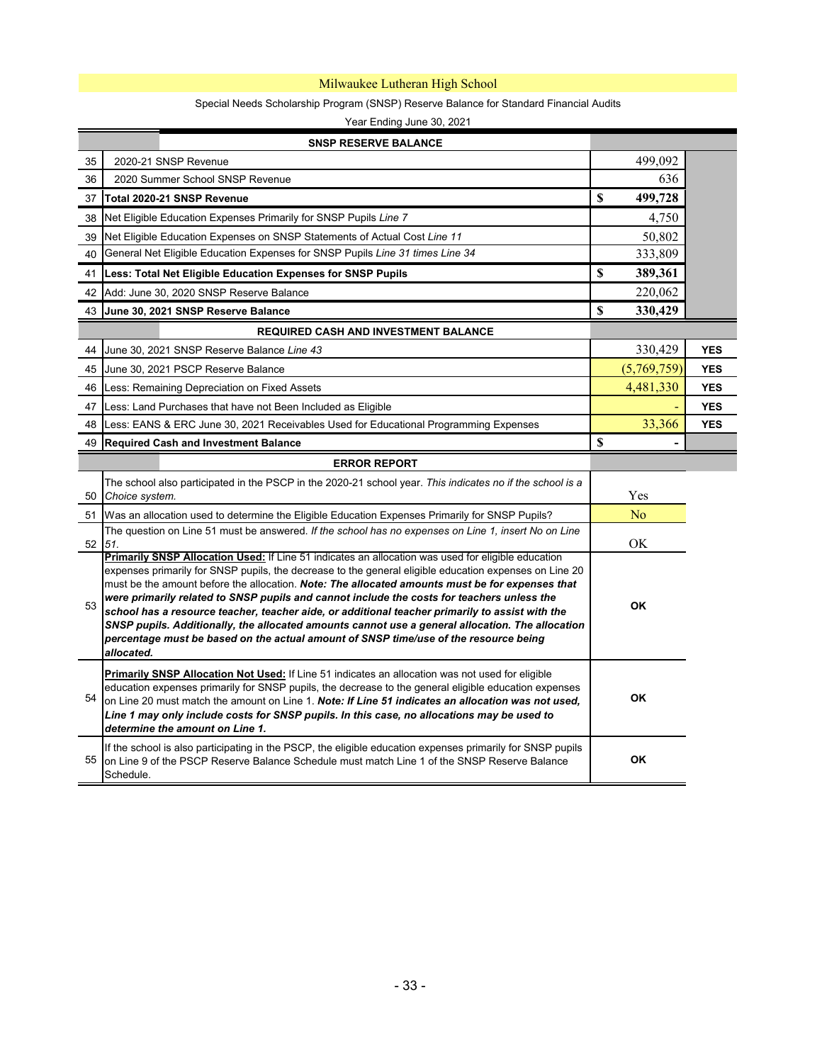# Milwaukee Lutheran High School

Special Needs Scholarship Program (SNSP) Reserve Balance for Standard Financial Audits

Year Ending June 30, 2021

| | **SNSP RESERVE BALANCE** | | |
|---|---|---|---|
| 35 | 2020-21 SNSP Revenue | 499,092 | |
| 36 | 2020 Summer School SNSP Revenue | 636 | |
| 37 | **Total 2020-21 SNSP Revenue** | **$ 499,728** | |
| 38 | Net Eligible Education Expenses Primarily for SNSP Pupils *Line 7* | 4,750 | |
| 39 | Net Eligible Education Expenses on SNSP Statements of Actual Cost *Line 11* | 50,802 | |
| 40 | General Net Eligible Education Expenses for SNSP Pupils *Line 31 times Line 34* | 333,809 | |
| 41 | **Less: Total Net Eligible Education Expenses for SNSP Pupils** | **$ 389,361** | |
| 42 | Add: June 30, 2020 SNSP Reserve Balance | 220,062 | |
| 43 | **June 30, 2021 SNSP Reserve Balance** | **$ 330,429** | |
| | **REQUIRED CASH AND INVESTMENT BALANCE** | | |
| 44 | June 30, 2021 SNSP Reserve Balance *Line 43* | 330,429 | **YES** |
| 45 | June 30, 2021 PSCP Reserve Balance | (5,769,759) | **YES** |
| 46 | Less: Remaining Depreciation on Fixed Assets | 4,481,330 | **YES** |
| 47 | Less: Land Purchases that have not Been Included as Eligible | - | **YES** |
| 48 | Less: EANS & ERC June 30, 2021 Receivables Used for Educational Programming Expenses | 33,366 | **YES** |
| 49 | **Required Cash and Investment Balance** | **$ -** | |
| | **ERROR REPORT** | | |
| 50 | The school also participated in the PSCP in the 2020-21 school year. *This indicates no if the school is a Choice system.* | Yes | |
| 51 | Was an allocation used to determine the Eligible Education Expenses Primarily for SNSP Pupils? | No | |
| 52 | The question on Line 51 must be answered. *If the school has no expenses on Line 1, insert No on Line 51.* | OK | |
| 53 | **Primarily SNSP Allocation Used:** If Line 51 indicates an allocation was used for eligible education expenses primarily for SNSP pupils, the decrease to the general eligible education expenses on Line 20 must be the amount before the allocation. ***Note: The allocated amounts must be for expenses that were primarily related to SNSP pupils and cannot include the costs for teachers unless the school has a resource teacher, teacher aide, or additional teacher primarily to assist with the SNSP pupils. Additionally, the allocated amounts cannot use a general allocation. The allocation percentage must be based on the actual amount of SNSP time/use of the resource being allocated.*** | **OK** | |
| 54 | **Primarily SNSP Allocation Not Used:** If Line 51 indicates an allocation was not used for eligible education expenses primarily for SNSP pupils, the decrease to the general eligible education expenses on Line 20 must match the amount on Line 1. ***Note: If Line 51 indicates an allocation was not used, Line 1 may only include costs for SNSP pupils. In this case, no allocations may be used to determine the amount on Line 1.*** | **OK** | |
| 55 | If the school is also participating in the PSCP, the eligible education expenses primarily for SNSP pupils on Line 9 of the PSCP Reserve Balance Schedule must match Line 1 of the SNSP Reserve Balance Schedule. | **OK** | |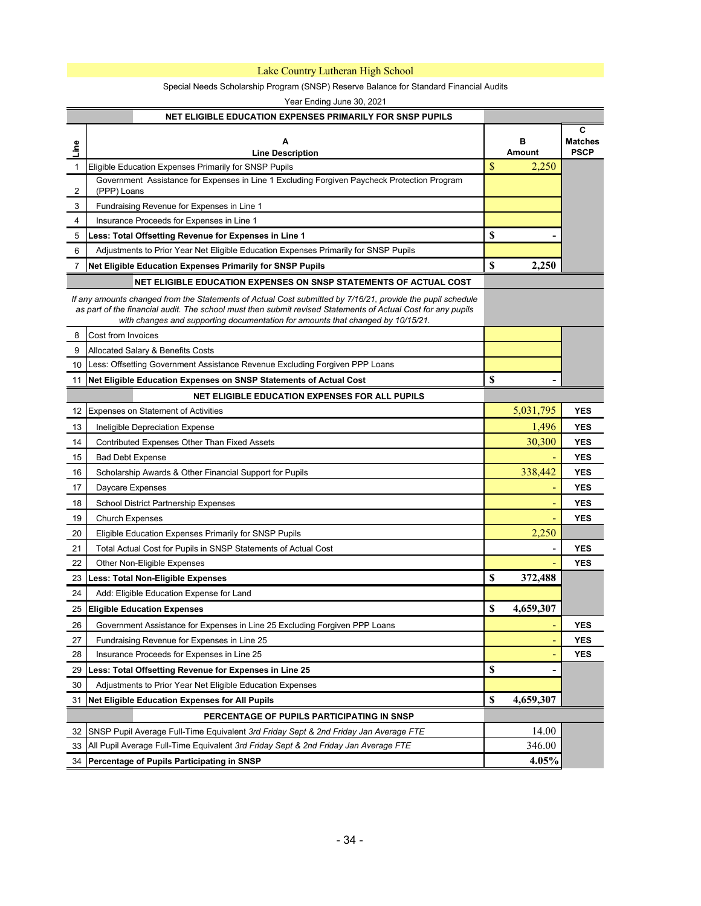# Lake Country Lutheran High School

Special Needs Scholarship Program (SNSP) Reserve Balance for Standard Financial Audits

Year Ending June 30, 2021

| Line | A<br>Line Description | B<br>Amount | C<br>Matches PSCP |
|---|---|---|---|
| | **NET ELIGIBLE EDUCATION EXPENSES PRIMARILY FOR SNSP PUPILS** | | |
| 1 | Eligible Education Expenses Primarily for SNSP Pupils | $ 2,250 | |
| 2 | Government Assistance for Expenses in Line 1 Excluding Forgiven Paycheck Protection Program (PPP) Loans | | |
| 3 | Fundraising Revenue for Expenses in Line 1 | | |
| 4 | Insurance Proceeds for Expenses in Line 1 | | |
| 5 | **Less: Total Offsetting Revenue for Expenses in Line 1** | **$ -** | |
| 6 | Adjustments to Prior Year Net Eligible Education Expenses Primarily for SNSP Pupils | | |
| 7 | **Net Eligible Education Expenses Primarily for SNSP Pupils** | **$ 2,250** | |
| | **NET ELIGIBLE EDUCATION EXPENSES ON SNSP STATEMENTS OF ACTUAL COST** | | |
| | *If any amounts changed from the Statements of Actual Cost submitted by 7/16/21, provide the pupil schedule as part of the financial audit. The school must then submit revised Statements of Actual Cost for any pupils with changes and supporting documentation for amounts that changed by 10/15/21.* | | |
| 8 | Cost from Invoices | | |
| 9 | Allocated Salary & Benefits Costs | | |
| 10 | Less: Offsetting Government Assistance Revenue Excluding Forgiven PPP Loans | | |
| 11 | **Net Eligible Education Expenses on SNSP Statements of Actual Cost** | **$ -** | |
| | **NET ELIGIBLE EDUCATION EXPENSES FOR ALL PUPILS** | | |
| 12 | Expenses on Statement of Activities | 5,031,795 | YES |
| 13 | Ineligible Depreciation Expense | 1,496 | YES |
| 14 | Contributed Expenses Other Than Fixed Assets | 30,300 | YES |
| 15 | Bad Debt Expense | - | YES |
| 16 | Scholarship Awards & Other Financial Support for Pupils | 338,442 | YES |
| 17 | Daycare Expenses | - | YES |
| 18 | School District Partnership Expenses | - | YES |
| 19 | Church Expenses | - | YES |
| 20 | Eligible Education Expenses Primarily for SNSP Pupils | 2,250 | |
| 21 | Total Actual Cost for Pupils in SNSP Statements of Actual Cost | - | YES |
| 22 | Other Non-Eligible Expenses | - | YES |
| 23 | **Less: Total Non-Eligible Expenses** | **$ 372,488** | |
| 24 | Add: Eligible Education Expense for Land | | |
| 25 | **Eligible Education Expenses** | **$ 4,659,307** | |
| 26 | Government Assistance for Expenses in Line 25 Excluding Forgiven PPP Loans | - | YES |
| 27 | Fundraising Revenue for Expenses in Line 25 | - | YES |
| 28 | Insurance Proceeds for Expenses in Line 25 | - | YES |
| 29 | **Less: Total Offsetting Revenue for Expenses in Line 25** | **$ -** | |
| 30 | Adjustments to Prior Year Net Eligible Education Expenses | | |
| 31 | **Net Eligible Education Expenses for All Pupils** | **$ 4,659,307** | |
| | **PERCENTAGE OF PUPILS PARTICIPATING IN SNSP** | | |
| 32 | SNSP Pupil Average Full-Time Equivalent *3rd Friday Sept & 2nd Friday Jan Average FTE* | 14.00 | |
| 33 | All Pupil Average Full-Time Equivalent *3rd Friday Sept & 2nd Friday Jan Average FTE* | 346.00 | |
| 34 | **Percentage of Pupils Participating in SNSP** | **4.05%** | |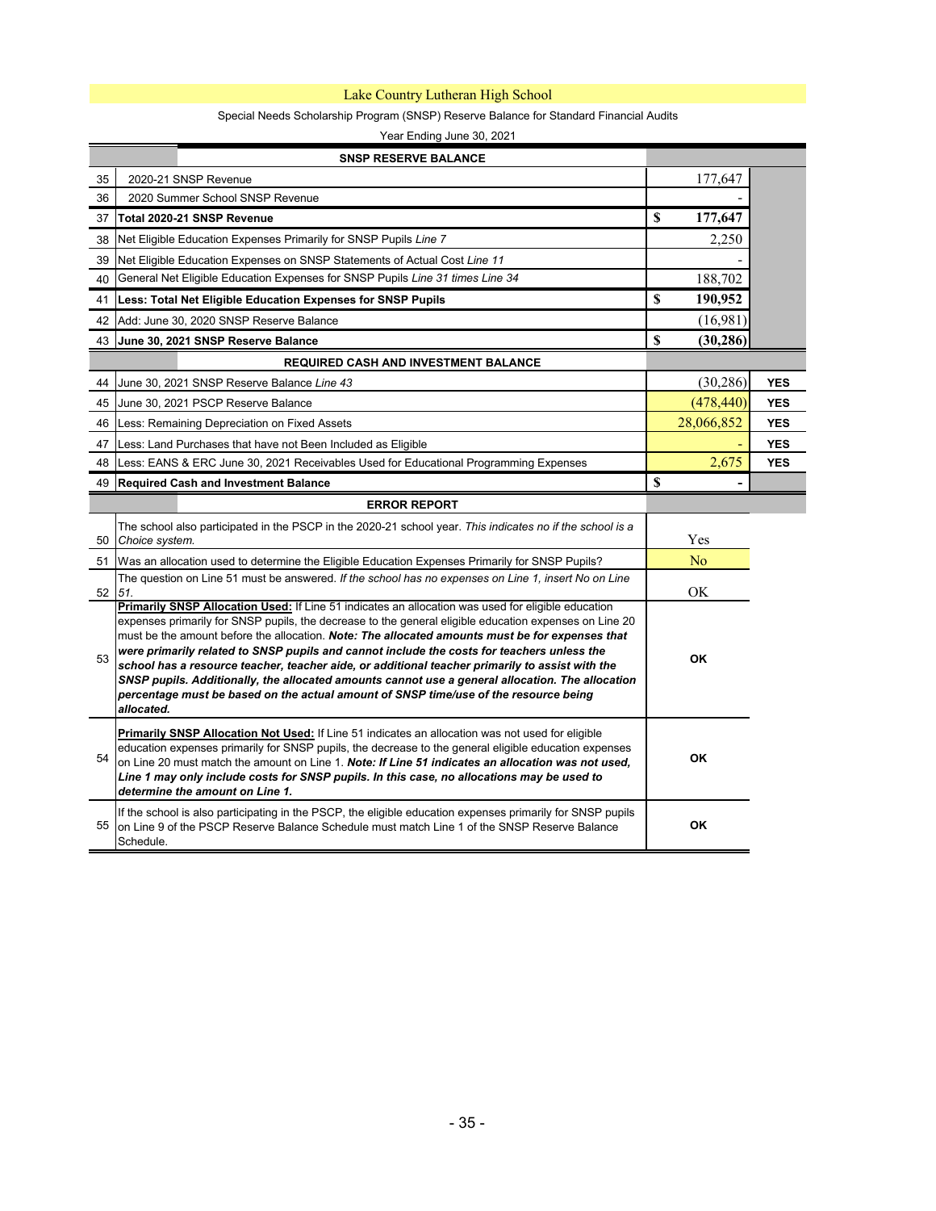# Lake Country Lutheran High School

Special Needs Scholarship Program (SNSP) Reserve Balance for Standard Financial Audits

Year Ending June 30, 2021

| | **SNSP RESERVE BALANCE** | | |
|---|---|---|---|
| 35 | 2020-21 SNSP Revenue | 177,647 | |
| 36 | 2020 Summer School SNSP Revenue | - | |
| 37 | **Total 2020-21 SNSP Revenue** | **$ 177,647** | |
| 38 | Net Eligible Education Expenses Primarily for SNSP Pupils *Line 7* | 2,250 | |
| 39 | Net Eligible Education Expenses on SNSP Statements of Actual Cost *Line 11* | - | |
| 40 | General Net Eligible Education Expenses for SNSP Pupils *Line 31 times Line 34* | 188,702 | |
| 41 | **Less: Total Net Eligible Education Expenses for SNSP Pupils** | **$ 190,952** | |
| 42 | Add: June 30, 2020 SNSP Reserve Balance | (16,981) | |
| 43 | **June 30, 2021 SNSP Reserve Balance** | **$ (30,286)** | |
| | **REQUIRED CASH AND INVESTMENT BALANCE** | | |
| 44 | June 30, 2021 SNSP Reserve Balance *Line 43* | (30,286) | **YES** |
| 45 | June 30, 2021 PSCP Reserve Balance | (478,440) | **YES** |
| 46 | Less: Remaining Depreciation on Fixed Assets | 28,066,852 | **YES** |
| 47 | Less: Land Purchases that have not Been Included as Eligible | - | **YES** |
| 48 | Less: EANS & ERC June 30, 2021 Receivables Used for Educational Programming Expenses | 2,675 | **YES** |
| 49 | **Required Cash and Investment Balance** | **$ -** | |
| | **ERROR REPORT** | | |
| 50 | The school also participated in the PSCP in the 2020-21 school year. *This indicates no if the school is a Choice system.* | Yes | |
| 51 | Was an allocation used to determine the Eligible Education Expenses Primarily for SNSP Pupils? | No | |
| 52 | The question on Line 51 must be answered. *If the school has no expenses on Line 1, insert No on Line 51.* | OK | |
| 53 | **Primarily SNSP Allocation Used:** If Line 51 indicates an allocation was used for eligible education expenses primarily for SNSP pupils, the decrease to the general eligible education expenses on Line 20 must be the amount before the allocation. ***Note: The allocated amounts must be for expenses that were primarily related to SNSP pupils and cannot include the costs for teachers unless the school has a resource teacher, teacher aide, or additional teacher primarily to assist with the SNSP pupils. Additionally, the allocated amounts cannot use a general allocation. The allocation percentage must be based on the actual amount of SNSP time/use of the resource being allocated.*** | **OK** | |
| 54 | **Primarily SNSP Allocation Not Used:** If Line 51 indicates an allocation was not used for eligible education expenses primarily for SNSP pupils, the decrease to the general eligible education expenses on Line 20 must match the amount on Line 1. ***Note: If Line 51 indicates an allocation was not used, Line 1 may only include costs for SNSP pupils. In this case, no allocations may be used to determine the amount on Line 1.*** | **OK** | |
| 55 | If the school is also participating in the PSCP, the eligible education expenses primarily for SNSP pupils on Line 9 of the PSCP Reserve Balance Schedule must match Line 1 of the SNSP Reserve Balance Schedule. | **OK** | |